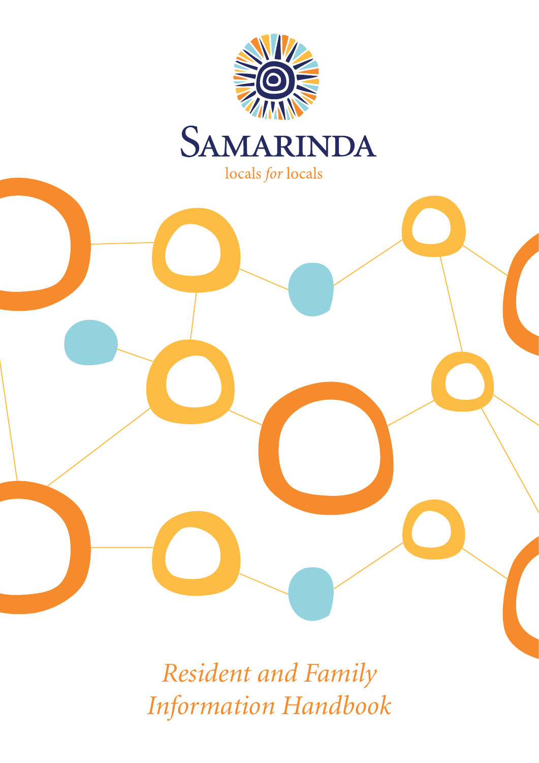# Samarinda

locals *for* locals

# *Resident and Family Information Handbook*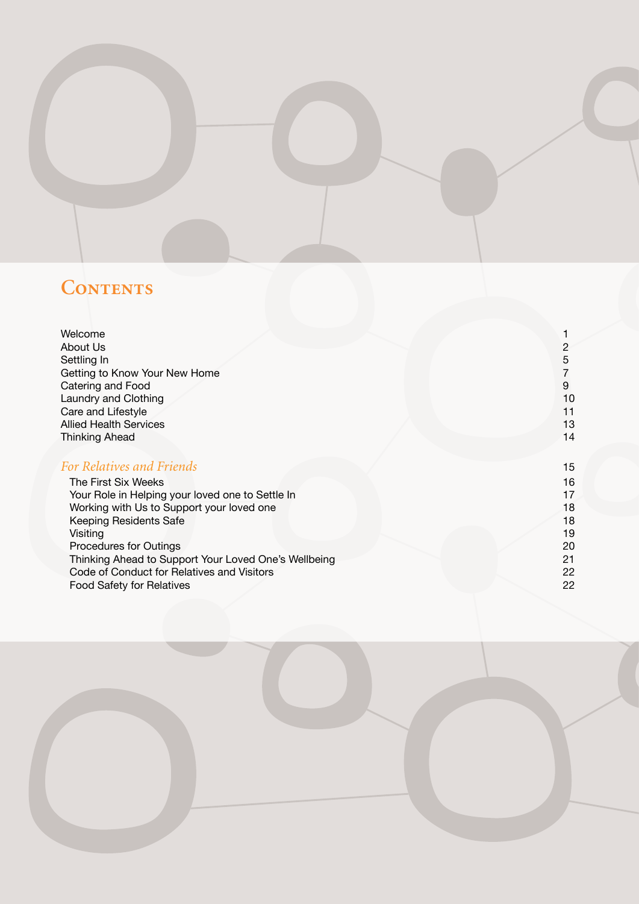# Contents

| | |
|---|---|
| Welcome | 1 |
| About Us | 2 |
| Settling In | 5 |
| Getting to Know Your New Home | 7 |
| Catering and Food | 9 |
| Laundry and Clothing | 10 |
| Care and Lifestyle | 11 |
| Allied Health Services | 13 |
| Thinking Ahead | 14 |
| *For Relatives and Friends* | 15 |
| The First Six Weeks | 16 |
| Your Role in Helping your loved one to Settle In | 17 |
| Working with Us to Support your loved one | 18 |
| Keeping Residents Safe | 18 |
| Visiting | 19 |
| Procedures for Outings | 20 |
| Thinking Ahead to Support Your Loved One's Wellbeing | 21 |
| Code of Conduct for Relatives and Visitors | 22 |
| Food Safety for Relatives | 22 |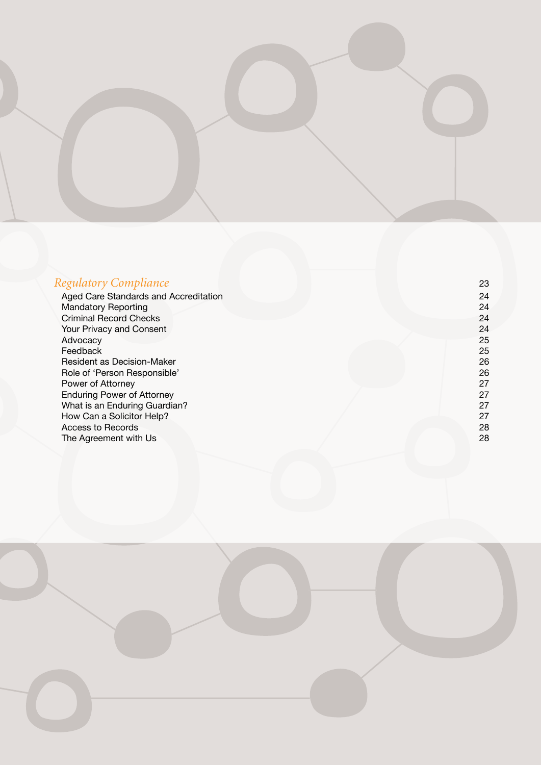*Regulatory Compliance* 23

- Aged Care Standards and Accreditation 24
- Mandatory Reporting 24
- Criminal Record Checks 24
- Your Privacy and Consent 24
- Advocacy 25
- Feedback 25
- Resident as Decision-Maker 26
- Role of 'Person Responsible' 26
- Power of Attorney 27
- Enduring Power of Attorney 27
- What is an Enduring Guardian? 27
- How Can a Solicitor Help? 27
- Access to Records 28
- The Agreement with Us 28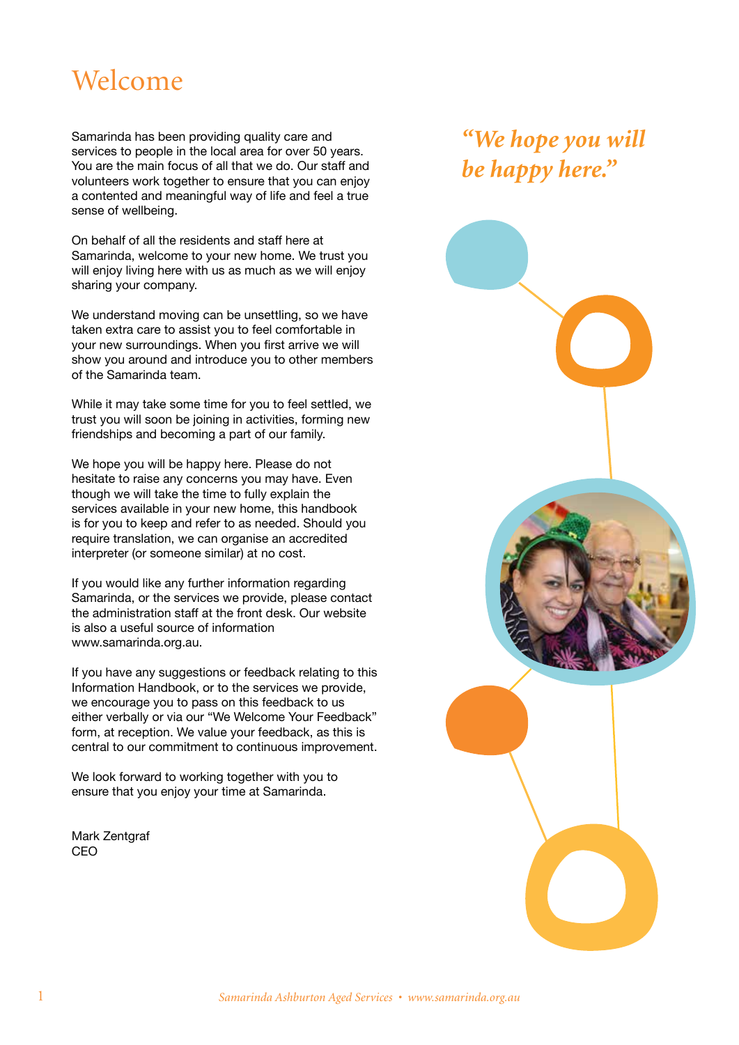# Welcome

Samarinda has been providing quality care and services to people in the local area for over 50 years. You are the main focus of all that we do. Our staff and volunteers work together to ensure that you can enjoy a contented and meaningful way of life and feel a true sense of wellbeing.

On behalf of all the residents and staff here at Samarinda, welcome to your new home. We trust you will enjoy living here with us as much as we will enjoy sharing your company.

We understand moving can be unsettling, so we have taken extra care to assist you to feel comfortable in your new surroundings. When you first arrive we will show you around and introduce you to other members of the Samarinda team.

While it may take some time for you to feel settled, we trust you will soon be joining in activities, forming new friendships and becoming a part of our family.

We hope you will be happy here. Please do not hesitate to raise any concerns you may have. Even though we will take the time to fully explain the services available in your new home, this handbook is for you to keep and refer to as needed. Should you require translation, we can organise an accredited interpreter (or someone similar) at no cost.

If you would like any further information regarding Samarinda, or the services we provide, please contact the administration staff at the front desk. Our website is also a useful source of information www.samarinda.org.au.

If you have any suggestions or feedback relating to this Information Handbook, or to the services we provide, we encourage you to pass on this feedback to us either verbally or via our "We Welcome Your Feedback" form, at reception. We value your feedback, as this is central to our commitment to continuous improvement.

We look forward to working together with you to ensure that you enjoy your time at Samarinda.

Mark Zentgraf
CEO

*"We hope you will be happy here."*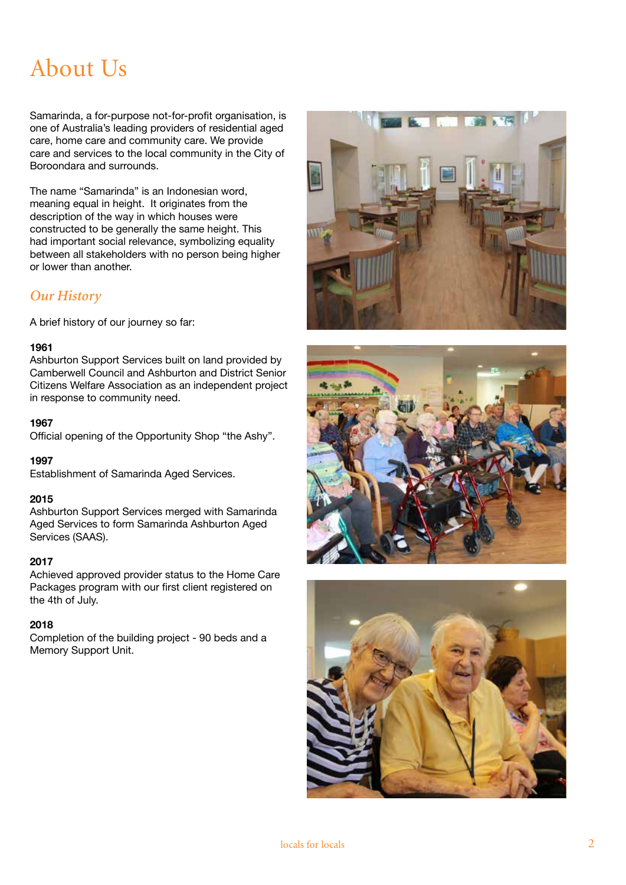# About Us

Samarinda, a for-purpose not-for-profit organisation, is one of Australia's leading providers of residential aged care, home care and community care. We provide care and services to the local community in the City of Boroondara and surrounds.

The name "Samarinda" is an Indonesian word, meaning equal in height. It originates from the description of the way in which houses were constructed to be generally the same height. This had important social relevance, symbolizing equality between all stakeholders with no person being higher or lower than another.

## *Our History*

A brief history of our journey so far:

**1961**
Ashburton Support Services built on land provided by Camberwell Council and Ashburton and District Senior Citizens Welfare Association as an independent project in response to community need.

**1967**
Official opening of the Opportunity Shop "the Ashy".

**1997**
Establishment of Samarinda Aged Services.

**2015**
Ashburton Support Services merged with Samarinda Aged Services to form Samarinda Ashburton Aged Services (SAAS).

**2017**
Achieved approved provider status to the Home Care Packages program with our first client registered on the 4th of July.

**2018**
Completion of the building project - 90 beds and a Memory Support Unit.

locals for locals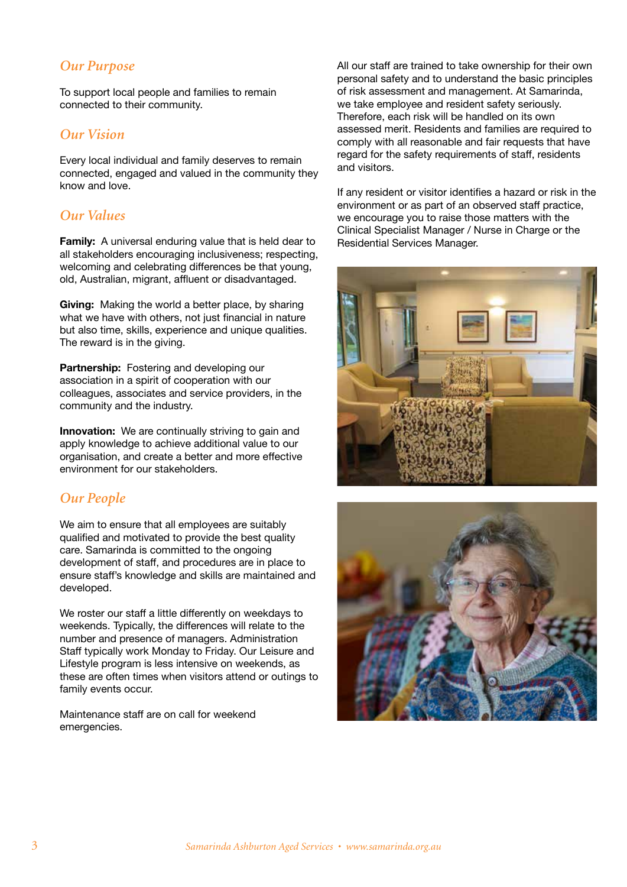## Our Purpose

To support local people and families to remain connected to their community.

## Our Vision

Every local individual and family deserves to remain connected, engaged and valued in the community they know and love.

## Our Values

**Family:** A universal enduring value that is held dear to all stakeholders encouraging inclusiveness; respecting, welcoming and celebrating differences be that young, old, Australian, migrant, affluent or disadvantaged.

**Giving:** Making the world a better place, by sharing what we have with others, not just financial in nature but also time, skills, experience and unique qualities. The reward is in the giving.

**Partnership:** Fostering and developing our association in a spirit of cooperation with our colleagues, associates and service providers, in the community and the industry.

**Innovation:** We are continually striving to gain and apply knowledge to achieve additional value to our organisation, and create a better and more effective environment for our stakeholders.

## Our People

We aim to ensure that all employees are suitably qualified and motivated to provide the best quality care. Samarinda is committed to the ongoing development of staff, and procedures are in place to ensure staff's knowledge and skills are maintained and developed.

We roster our staff a little differently on weekdays to weekends. Typically, the differences will relate to the number and presence of managers. Administration Staff typically work Monday to Friday. Our Leisure and Lifestyle program is less intensive on weekends, as these are often times when visitors attend or outings to family events occur.

Maintenance staff are on call for weekend emergencies.

All our staff are trained to take ownership for their own personal safety and to understand the basic principles of risk assessment and management. At Samarinda, we take employee and resident safety seriously. Therefore, each risk will be handled on its own assessed merit. Residents and families are required to comply with all reasonable and fair requests that have regard for the safety requirements of staff, residents and visitors.

If any resident or visitor identifies a hazard or risk in the environment or as part of an observed staff practice, we encourage you to raise those matters with the Clinical Specialist Manager / Nurse in Charge or the Residential Services Manager.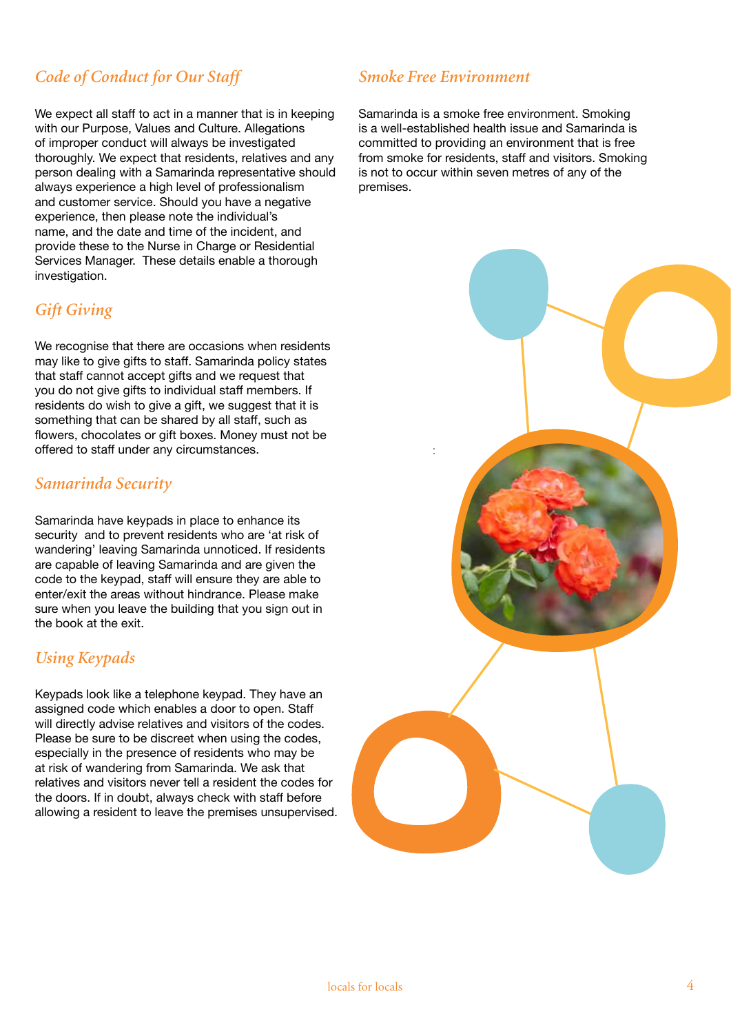## Code of Conduct for Our Staff

We expect all staff to act in a manner that is in keeping with our Purpose, Values and Culture. Allegations of improper conduct will always be investigated thoroughly. We expect that residents, relatives and any person dealing with a Samarinda representative should always experience a high level of professionalism and customer service. Should you have a negative experience, then please note the individual's name, and the date and time of the incident, and provide these to the Nurse in Charge or Residential Services Manager. These details enable a thorough investigation.

## Gift Giving

We recognise that there are occasions when residents may like to give gifts to staff. Samarinda policy states that staff cannot accept gifts and we request that you do not give gifts to individual staff members. If residents do wish to give a gift, we suggest that it is something that can be shared by all staff, such as flowers, chocolates or gift boxes. Money must not be offered to staff under any circumstances.

## Samarinda Security

Samarinda have keypads in place to enhance its security and to prevent residents who are 'at risk of wandering' leaving Samarinda unnoticed. If residents are capable of leaving Samarinda and are given the code to the keypad, staff will ensure they are able to enter/exit the areas without hindrance. Please make sure when you leave the building that you sign out in the book at the exit.

## Using Keypads

Keypads look like a telephone keypad. They have an assigned code which enables a door to open. Staff will directly advise relatives and visitors of the codes. Please be sure to be discreet when using the codes, especially in the presence of residents who may be at risk of wandering from Samarinda. We ask that relatives and visitors never tell a resident the codes for the doors. If in doubt, always check with staff before allowing a resident to leave the premises unsupervised.

## Smoke Free Environment

Samarinda is a smoke free environment. Smoking is a well-established health issue and Samarinda is committed to providing an environment that is free from smoke for residents, staff and visitors. Smoking is not to occur within seven metres of any of the premises.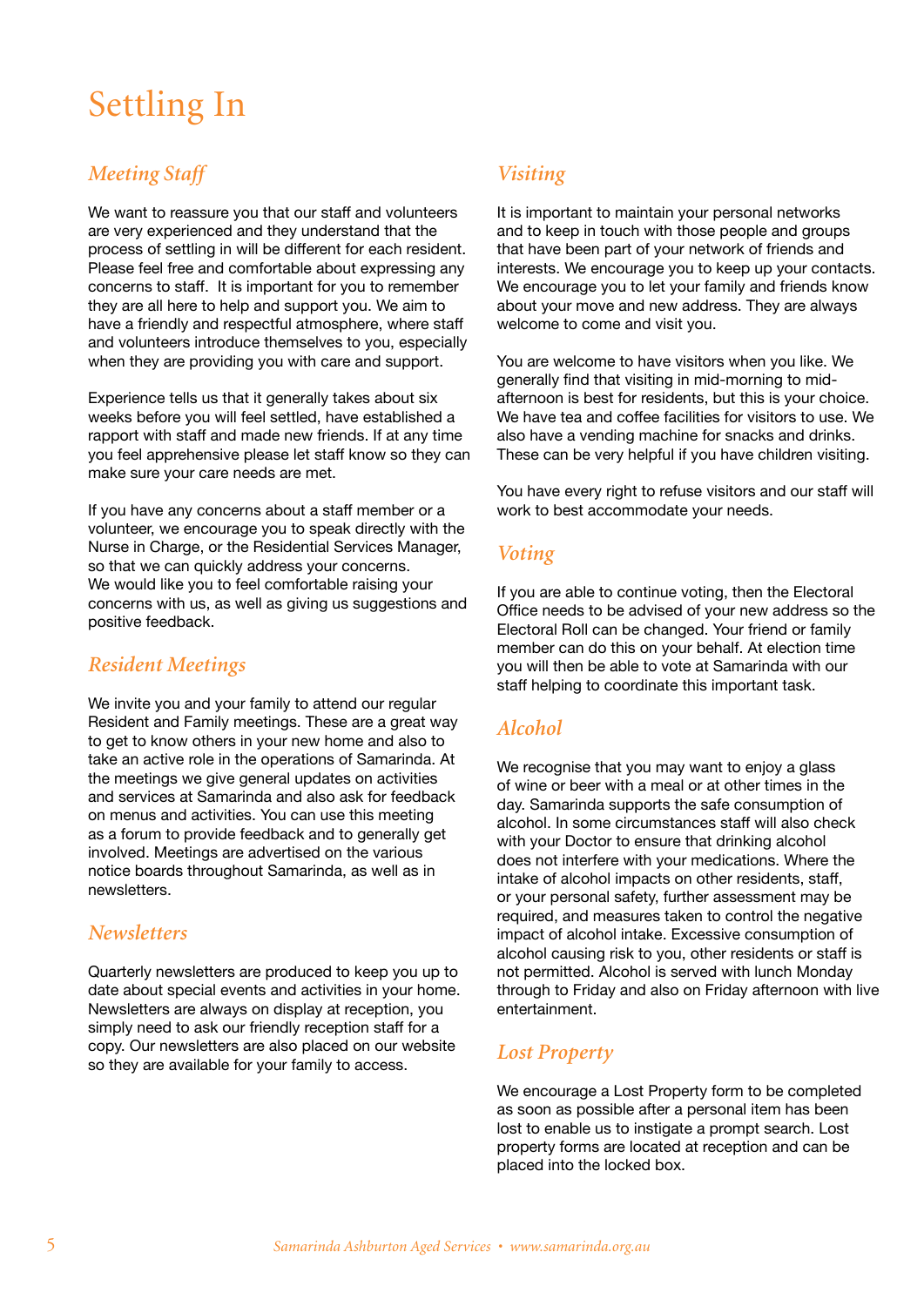# Settling In

## *Meeting Staff*

We want to reassure you that our staff and volunteers are very experienced and they understand that the process of settling in will be different for each resident. Please feel free and comfortable about expressing any concerns to staff. It is important for you to remember they are all here to help and support you. We aim to have a friendly and respectful atmosphere, where staff and volunteers introduce themselves to you, especially when they are providing you with care and support.

Experience tells us that it generally takes about six weeks before you will feel settled, have established a rapport with staff and made new friends. If at any time you feel apprehensive please let staff know so they can make sure your care needs are met.

If you have any concerns about a staff member or a volunteer, we encourage you to speak directly with the Nurse in Charge, or the Residential Services Manager, so that we can quickly address your concerns. We would like you to feel comfortable raising your concerns with us, as well as giving us suggestions and positive feedback.

## *Resident Meetings*

We invite you and your family to attend our regular Resident and Family meetings. These are a great way to get to know others in your new home and also to take an active role in the operations of Samarinda. At the meetings we give general updates on activities and services at Samarinda and also ask for feedback on menus and activities. You can use this meeting as a forum to provide feedback and to generally get involved. Meetings are advertised on the various notice boards throughout Samarinda, as well as in newsletters.

## *Newsletters*

Quarterly newsletters are produced to keep you up to date about special events and activities in your home. Newsletters are always on display at reception, you simply need to ask our friendly reception staff for a copy. Our newsletters are also placed on our website so they are available for your family to access.

## *Visiting*

It is important to maintain your personal networks and to keep in touch with those people and groups that have been part of your network of friends and interests. We encourage you to keep up your contacts. We encourage you to let your family and friends know about your move and new address. They are always welcome to come and visit you.

You are welcome to have visitors when you like. We generally find that visiting in mid-morning to mid-afternoon is best for residents, but this is your choice. We have tea and coffee facilities for visitors to use. We also have a vending machine for snacks and drinks. These can be very helpful if you have children visiting.

You have every right to refuse visitors and our staff will work to best accommodate your needs.

## *Voting*

If you are able to continue voting, then the Electoral Office needs to be advised of your new address so the Electoral Roll can be changed. Your friend or family member can do this on your behalf. At election time you will then be able to vote at Samarinda with our staff helping to coordinate this important task.

## *Alcohol*

We recognise that you may want to enjoy a glass of wine or beer with a meal or at other times in the day. Samarinda supports the safe consumption of alcohol. In some circumstances staff will also check with your Doctor to ensure that drinking alcohol does not interfere with your medications. Where the intake of alcohol impacts on other residents, staff, or your personal safety, further assessment may be required, and measures taken to control the negative impact of alcohol intake. Excessive consumption of alcohol causing risk to you, other residents or staff is not permitted. Alcohol is served with lunch Monday through to Friday and also on Friday afternoon with live entertainment.

## *Lost Property*

We encourage a Lost Property form to be completed as soon as possible after a personal item has been lost to enable us to instigate a prompt search. Lost property forms are located at reception and can be placed into the locked box.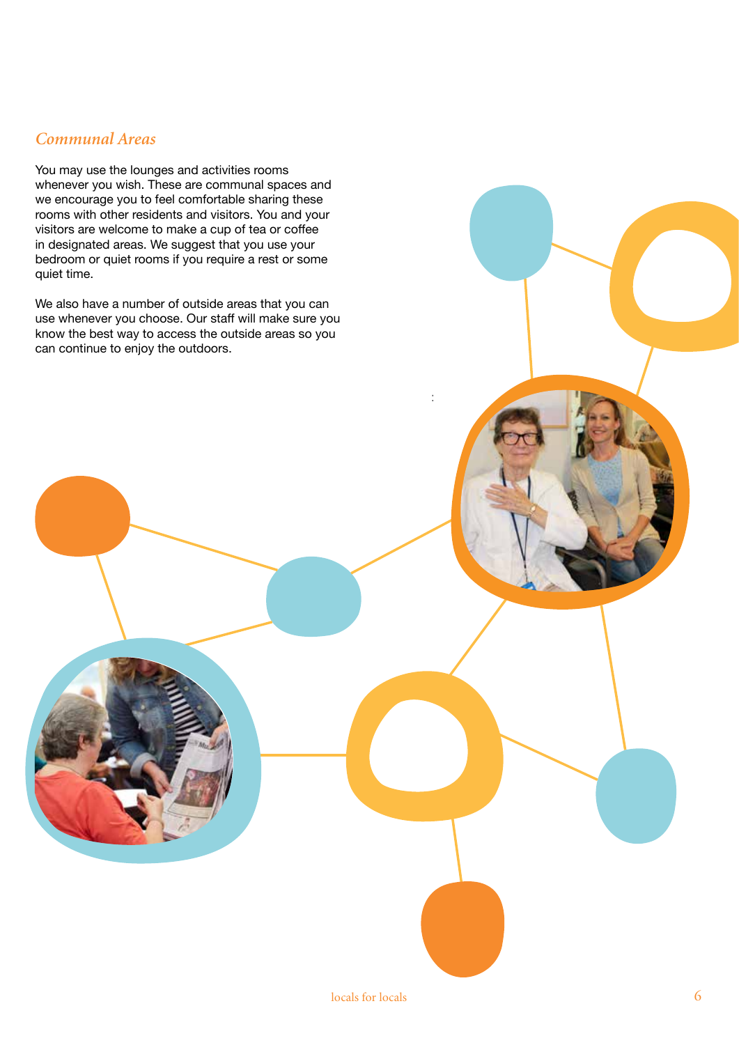*Communal Areas*

You may use the lounges and activities rooms whenever you wish. These are communal spaces and we encourage you to feel comfortable sharing these rooms with other residents and visitors. You and your visitors are welcome to make a cup of tea or coffee in designated areas. We suggest that you use your bedroom or quiet rooms if you require a rest or some quiet time.

We also have a number of outside areas that you can use whenever you choose. Our staff will make sure you know the best way to access the outside areas so you can continue to enjoy the outdoors.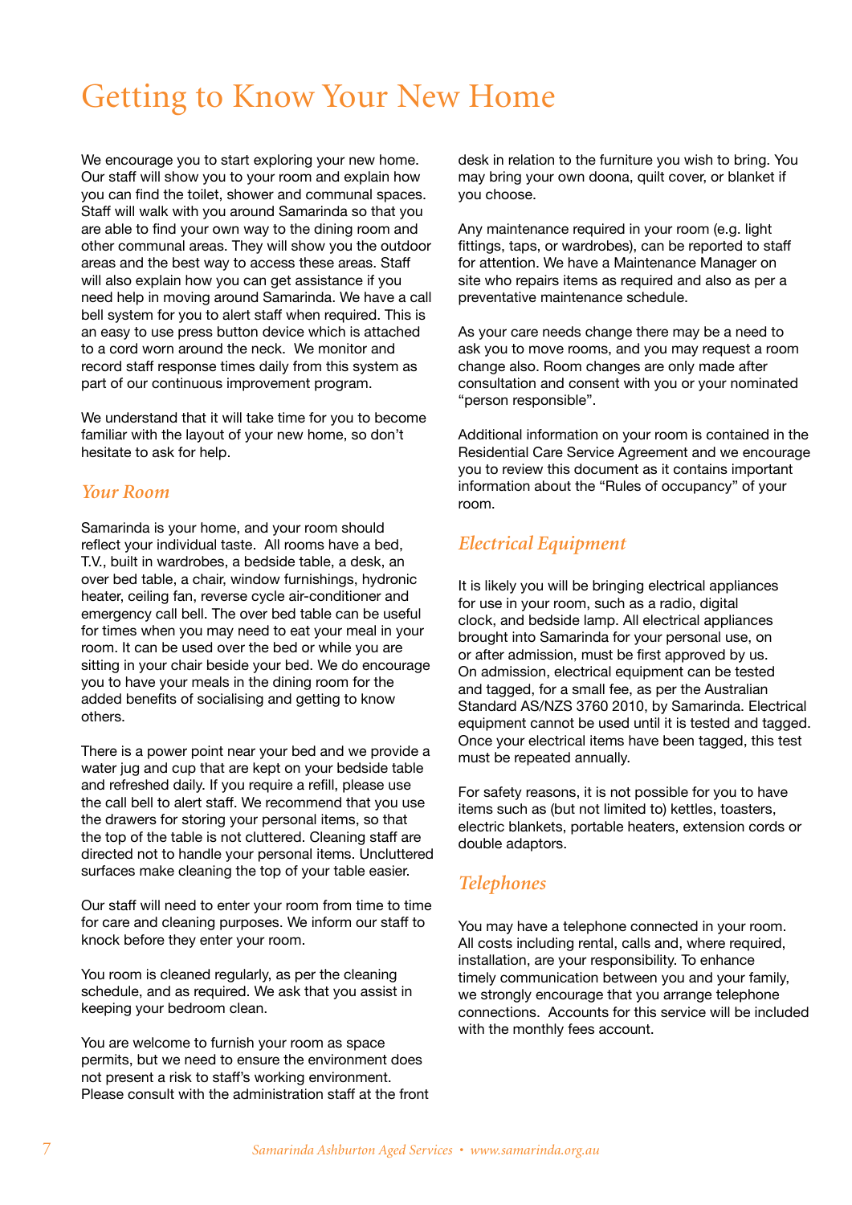# Getting to Know Your New Home

We encourage you to start exploring your new home. Our staff will show you to your room and explain how you can find the toilet, shower and communal spaces. Staff will walk with you around Samarinda so that you are able to find your own way to the dining room and other communal areas. They will show you the outdoor areas and the best way to access these areas. Staff will also explain how you can get assistance if you need help in moving around Samarinda. We have a call bell system for you to alert staff when required. This is an easy to use press button device which is attached to a cord worn around the neck. We monitor and record staff response times daily from this system as part of our continuous improvement program.

We understand that it will take time for you to become familiar with the layout of your new home, so don't hesitate to ask for help.

## *Your Room*

Samarinda is your home, and your room should reflect your individual taste. All rooms have a bed, T.V., built in wardrobes, a bedside table, a desk, an over bed table, a chair, window furnishings, hydronic heater, ceiling fan, reverse cycle air-conditioner and emergency call bell. The over bed table can be useful for times when you may need to eat your meal in your room. It can be used over the bed or while you are sitting in your chair beside your bed. We do encourage you to have your meals in the dining room for the added benefits of socialising and getting to know others.

There is a power point near your bed and we provide a water jug and cup that are kept on your bedside table and refreshed daily. If you require a refill, please use the call bell to alert staff. We recommend that you use the drawers for storing your personal items, so that the top of the table is not cluttered. Cleaning staff are directed not to handle your personal items. Uncluttered surfaces make cleaning the top of your table easier.

Our staff will need to enter your room from time to time for care and cleaning purposes. We inform our staff to knock before they enter your room.

You room is cleaned regularly, as per the cleaning schedule, and as required. We ask that you assist in keeping your bedroom clean.

You are welcome to furnish your room as space permits, but we need to ensure the environment does not present a risk to staff's working environment. Please consult with the administration staff at the front desk in relation to the furniture you wish to bring. You may bring your own doona, quilt cover, or blanket if you choose.

Any maintenance required in your room (e.g. light fittings, taps, or wardrobes), can be reported to staff for attention. We have a Maintenance Manager on site who repairs items as required and also as per a preventative maintenance schedule.

As your care needs change there may be a need to ask you to move rooms, and you may request a room change also. Room changes are only made after consultation and consent with you or your nominated "person responsible".

Additional information on your room is contained in the Residential Care Service Agreement and we encourage you to review this document as it contains important information about the "Rules of occupancy" of your room.

## *Electrical Equipment*

It is likely you will be bringing electrical appliances for use in your room, such as a radio, digital clock, and bedside lamp. All electrical appliances brought into Samarinda for your personal use, on or after admission, must be first approved by us. On admission, electrical equipment can be tested and tagged, for a small fee, as per the Australian Standard AS/NZS 3760 2010, by Samarinda. Electrical equipment cannot be used until it is tested and tagged. Once your electrical items have been tagged, this test must be repeated annually.

For safety reasons, it is not possible for you to have items such as (but not limited to) kettles, toasters, electric blankets, portable heaters, extension cords or double adaptors.

## *Telephones*

You may have a telephone connected in your room. All costs including rental, calls and, where required, installation, are your responsibility. To enhance timely communication between you and your family, we strongly encourage that you arrange telephone connections. Accounts for this service will be included with the monthly fees account.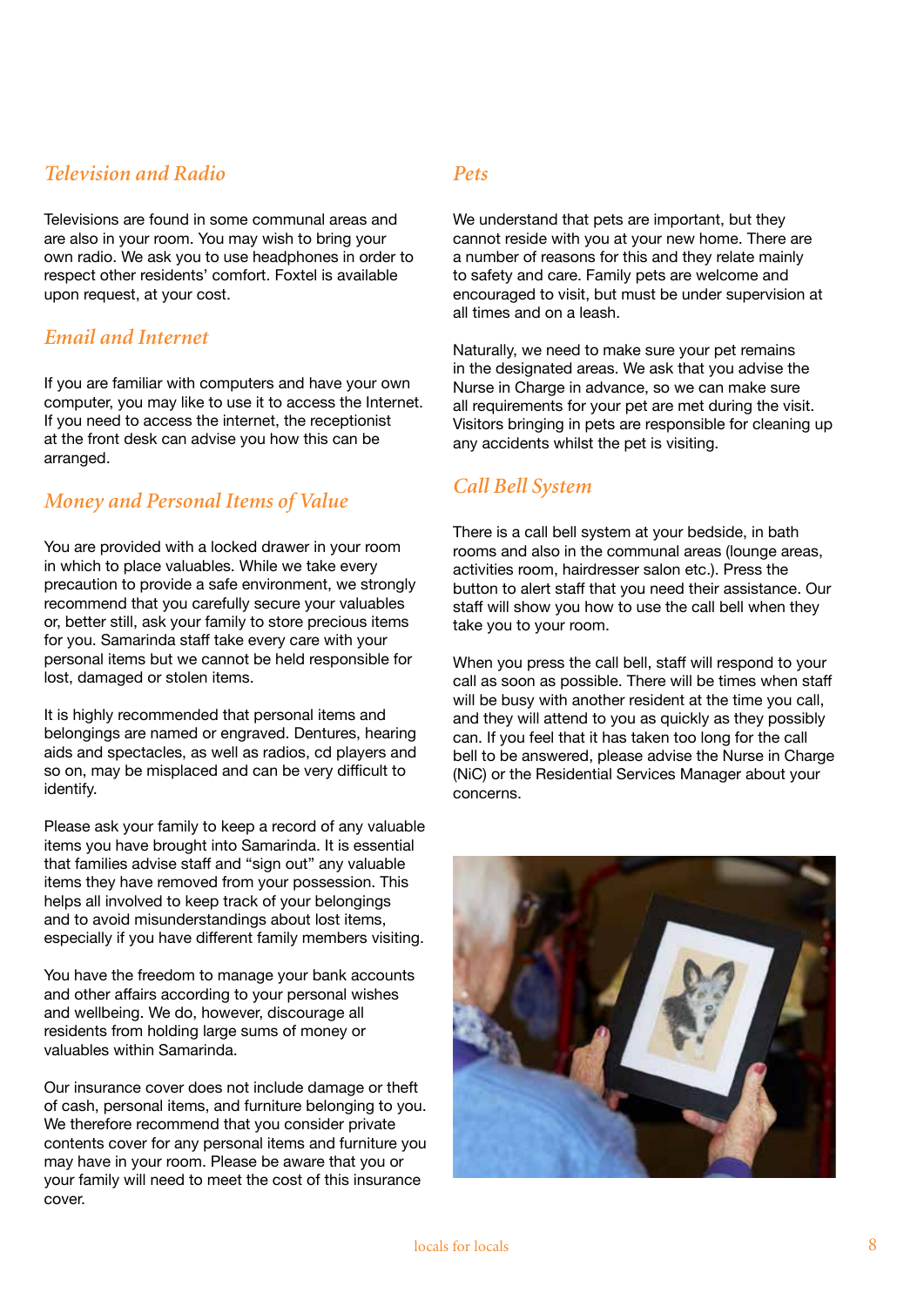## Television and Radio

Televisions are found in some communal areas and are also in your room. You may wish to bring your own radio. We ask you to use headphones in order to respect other residents' comfort. Foxtel is available upon request, at your cost.

## Email and Internet

If you are familiar with computers and have your own computer, you may like to use it to access the Internet. If you need to access the internet, the receptionist at the front desk can advise you how this can be arranged.

## Money and Personal Items of Value

You are provided with a locked drawer in your room in which to place valuables. While we take every precaution to provide a safe environment, we strongly recommend that you carefully secure your valuables or, better still, ask your family to store precious items for you. Samarinda staff take every care with your personal items but we cannot be held responsible for lost, damaged or stolen items.

It is highly recommended that personal items and belongings are named or engraved. Dentures, hearing aids and spectacles, as well as radios, cd players and so on, may be misplaced and can be very difficult to identify.

Please ask your family to keep a record of any valuable items you have brought into Samarinda. It is essential that families advise staff and "sign out" any valuable items they have removed from your possession. This helps all involved to keep track of your belongings and to avoid misunderstandings about lost items, especially if you have different family members visiting.

You have the freedom to manage your bank accounts and other affairs according to your personal wishes and wellbeing. We do, however, discourage all residents from holding large sums of money or valuables within Samarinda.

Our insurance cover does not include damage or theft of cash, personal items, and furniture belonging to you. We therefore recommend that you consider private contents cover for any personal items and furniture you may have in your room. Please be aware that you or your family will need to meet the cost of this insurance cover.

## Pets

We understand that pets are important, but they cannot reside with you at your new home. There are a number of reasons for this and they relate mainly to safety and care. Family pets are welcome and encouraged to visit, but must be under supervision at all times and on a leash.

Naturally, we need to make sure your pet remains in the designated areas. We ask that you advise the Nurse in Charge in advance, so we can make sure all requirements for your pet are met during the visit. Visitors bringing in pets are responsible for cleaning up any accidents whilst the pet is visiting.

## Call Bell System

There is a call bell system at your bedside, in bath rooms and also in the communal areas (lounge areas, activities room, hairdresser salon etc.). Press the button to alert staff that you need their assistance. Our staff will show you how to use the call bell when they take you to your room.

When you press the call bell, staff will respond to your call as soon as possible. There will be times when staff will be busy with another resident at the time you call, and they will attend to you as quickly as they possibly can. If you feel that it has taken too long for the call bell to be answered, please advise the Nurse in Charge (NiC) or the Residential Services Manager about your concerns.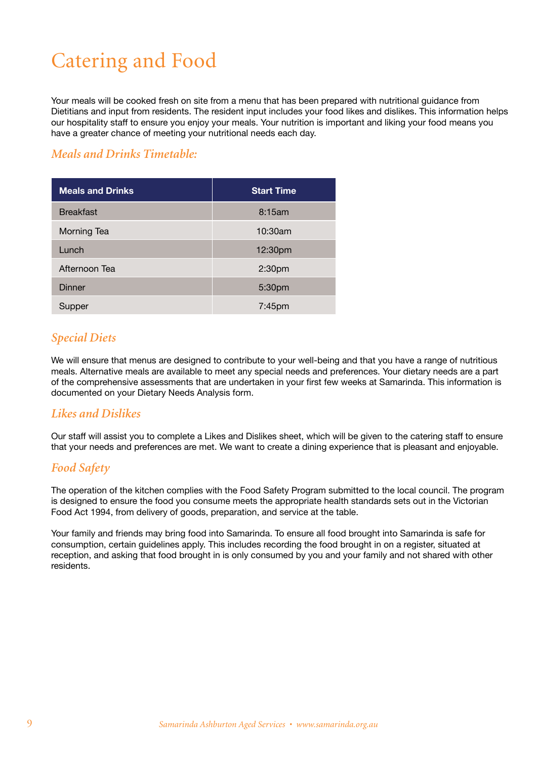# Catering and Food

Your meals will be cooked fresh on site from a menu that has been prepared with nutritional guidance from Dietitians and input from residents. The resident input includes your food likes and dislikes. This information helps our hospitality staff to ensure you enjoy your meals. Your nutrition is important and liking your food means you have a greater chance of meeting your nutritional needs each day.

## *Meals and Drinks Timetable:*

| Meals and Drinks | Start Time |
|---|---|
| Breakfast | 8:15am |
| Morning Tea | 10:30am |
| Lunch | 12:30pm |
| Afternoon Tea | 2:30pm |
| Dinner | 5:30pm |
| Supper | 7:45pm |

## *Special Diets*

We will ensure that menus are designed to contribute to your well-being and that you have a range of nutritious meals. Alternative meals are available to meet any special needs and preferences. Your dietary needs are a part of the comprehensive assessments that are undertaken in your first few weeks at Samarinda. This information is documented on your Dietary Needs Analysis form.

## *Likes and Dislikes*

Our staff will assist you to complete a Likes and Dislikes sheet, which will be given to the catering staff to ensure that your needs and preferences are met. We want to create a dining experience that is pleasant and enjoyable.

## *Food Safety*

The operation of the kitchen complies with the Food Safety Program submitted to the local council. The program is designed to ensure the food you consume meets the appropriate health standards sets out in the Victorian Food Act 1994, from delivery of goods, preparation, and service at the table.

Your family and friends may bring food into Samarinda. To ensure all food brought into Samarinda is safe for consumption, certain guidelines apply. This includes recording the food brought in on a register, situated at reception, and asking that food brought in is only consumed by you and your family and not shared with other residents.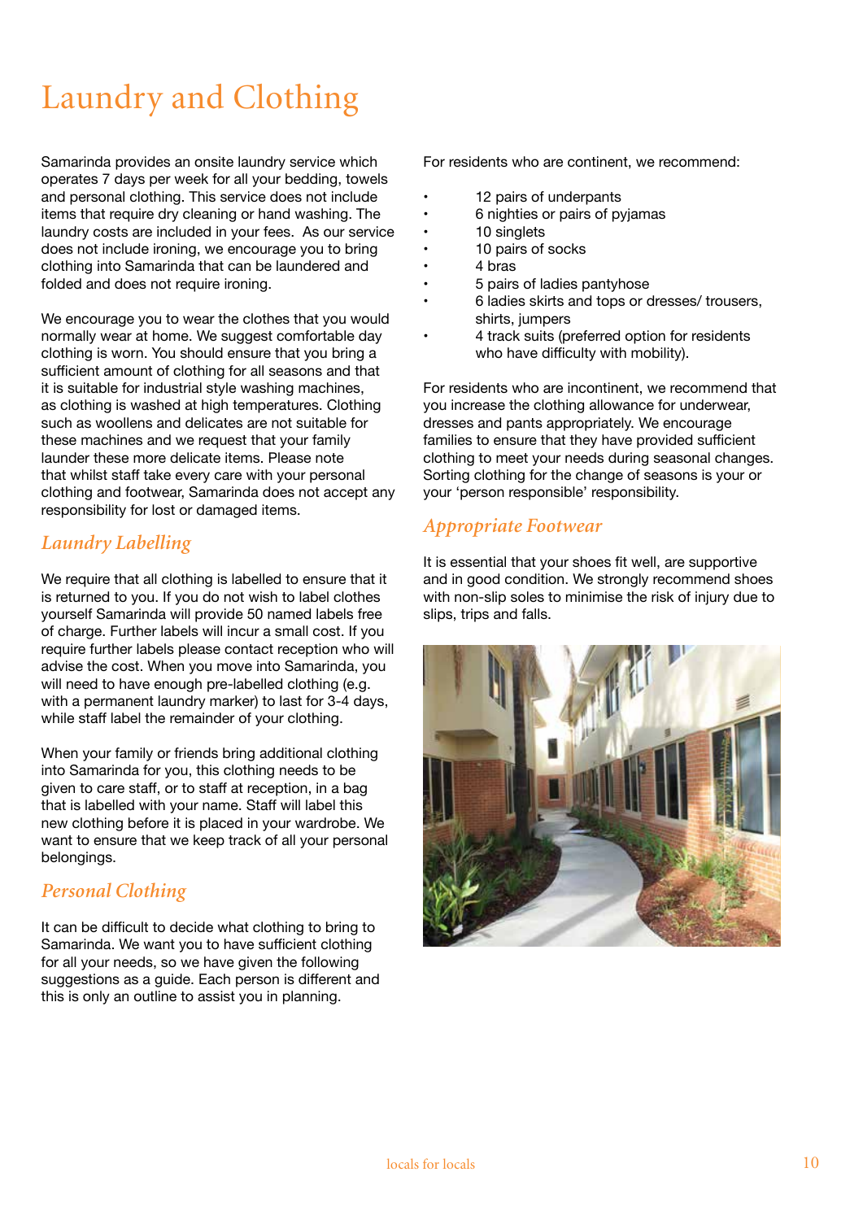# Laundry and Clothing

Samarinda provides an onsite laundry service which operates 7 days per week for all your bedding, towels and personal clothing. This service does not include items that require dry cleaning or hand washing. The laundry costs are included in your fees. As our service does not include ironing, we encourage you to bring clothing into Samarinda that can be laundered and folded and does not require ironing.

We encourage you to wear the clothes that you would normally wear at home. We suggest comfortable day clothing is worn. You should ensure that you bring a sufficient amount of clothing for all seasons and that it is suitable for industrial style washing machines, as clothing is washed at high temperatures. Clothing such as woollens and delicates are not suitable for these machines and we request that your family launder these more delicate items. Please note that whilst staff take every care with your personal clothing and footwear, Samarinda does not accept any responsibility for lost or damaged items.

## *Laundry Labelling*

We require that all clothing is labelled to ensure that it is returned to you. If you do not wish to label clothes yourself Samarinda will provide 50 named labels free of charge. Further labels will incur a small cost. If you require further labels please contact reception who will advise the cost. When you move into Samarinda, you will need to have enough pre-labelled clothing (e.g. with a permanent laundry marker) to last for 3-4 days, while staff label the remainder of your clothing.

When your family or friends bring additional clothing into Samarinda for you, this clothing needs to be given to care staff, or to staff at reception, in a bag that is labelled with your name. Staff will label this new clothing before it is placed in your wardrobe. We want to ensure that we keep track of all your personal belongings.

## *Personal Clothing*

It can be difficult to decide what clothing to bring to Samarinda. We want you to have sufficient clothing for all your needs, so we have given the following suggestions as a guide. Each person is different and this is only an outline to assist you in planning.

For residents who are continent, we recommend:

- 12 pairs of underpants
- 6 nighties or pairs of pyjamas
- 10 singlets
- 10 pairs of socks
- 4 bras
- 5 pairs of ladies pantyhose
- 6 ladies skirts and tops or dresses/ trousers, shirts, jumpers
- 4 track suits (preferred option for residents who have difficulty with mobility).

For residents who are incontinent, we recommend that you increase the clothing allowance for underwear, dresses and pants appropriately. We encourage families to ensure that they have provided sufficient clothing to meet your needs during seasonal changes. Sorting clothing for the change of seasons is your or your 'person responsible' responsibility.

## *Appropriate Footwear*

It is essential that your shoes fit well, are supportive and in good condition. We strongly recommend shoes with non-slip soles to minimise the risk of injury due to slips, trips and falls.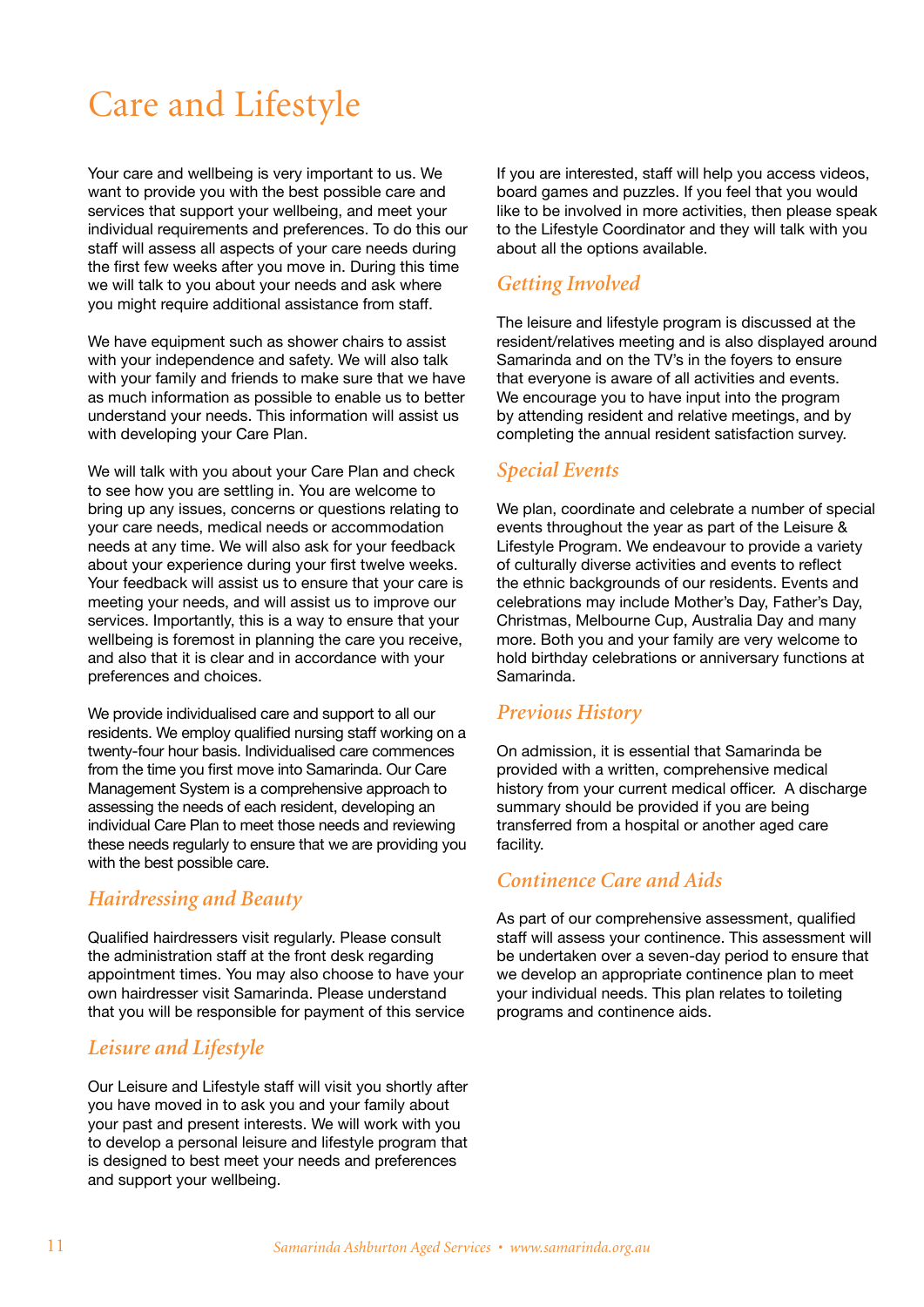# Care and Lifestyle

Your care and wellbeing is very important to us. We want to provide you with the best possible care and services that support your wellbeing, and meet your individual requirements and preferences. To do this our staff will assess all aspects of your care needs during the first few weeks after you move in. During this time we will talk to you about your needs and ask where you might require additional assistance from staff.

We have equipment such as shower chairs to assist with your independence and safety. We will also talk with your family and friends to make sure that we have as much information as possible to enable us to better understand your needs. This information will assist us with developing your Care Plan.

We will talk with you about your Care Plan and check to see how you are settling in. You are welcome to bring up any issues, concerns or questions relating to your care needs, medical needs or accommodation needs at any time. We will also ask for your feedback about your experience during your first twelve weeks. Your feedback will assist us to ensure that your care is meeting your needs, and will assist us to improve our services. Importantly, this is a way to ensure that your wellbeing is foremost in planning the care you receive, and also that it is clear and in accordance with your preferences and choices.

We provide individualised care and support to all our residents. We employ qualified nursing staff working on a twenty-four hour basis. Individualised care commences from the time you first move into Samarinda. Our Care Management System is a comprehensive approach to assessing the needs of each resident, developing an individual Care Plan to meet those needs and reviewing these needs regularly to ensure that we are providing you with the best possible care.

## *Hairdressing and Beauty*

Qualified hairdressers visit regularly. Please consult the administration staff at the front desk regarding appointment times. You may also choose to have your own hairdresser visit Samarinda. Please understand that you will be responsible for payment of this service

## *Leisure and Lifestyle*

Our Leisure and Lifestyle staff will visit you shortly after you have moved in to ask you and your family about your past and present interests. We will work with you to develop a personal leisure and lifestyle program that is designed to best meet your needs and preferences and support your wellbeing.

If you are interested, staff will help you access videos, board games and puzzles. If you feel that you would like to be involved in more activities, then please speak to the Lifestyle Coordinator and they will talk with you about all the options available.

## *Getting Involved*

The leisure and lifestyle program is discussed at the resident/relatives meeting and is also displayed around Samarinda and on the TV's in the foyers to ensure that everyone is aware of all activities and events. We encourage you to have input into the program by attending resident and relative meetings, and by completing the annual resident satisfaction survey.

## *Special Events*

We plan, coordinate and celebrate a number of special events throughout the year as part of the Leisure & Lifestyle Program. We endeavour to provide a variety of culturally diverse activities and events to reflect the ethnic backgrounds of our residents. Events and celebrations may include Mother's Day, Father's Day, Christmas, Melbourne Cup, Australia Day and many more. Both you and your family are very welcome to hold birthday celebrations or anniversary functions at Samarinda.

## *Previous History*

On admission, it is essential that Samarinda be provided with a written, comprehensive medical history from your current medical officer. A discharge summary should be provided if you are being transferred from a hospital or another aged care facility.

## *Continence Care and Aids*

As part of our comprehensive assessment, qualified staff will assess your continence. This assessment will be undertaken over a seven-day period to ensure that we develop an appropriate continence plan to meet your individual needs. This plan relates to toileting programs and continence aids.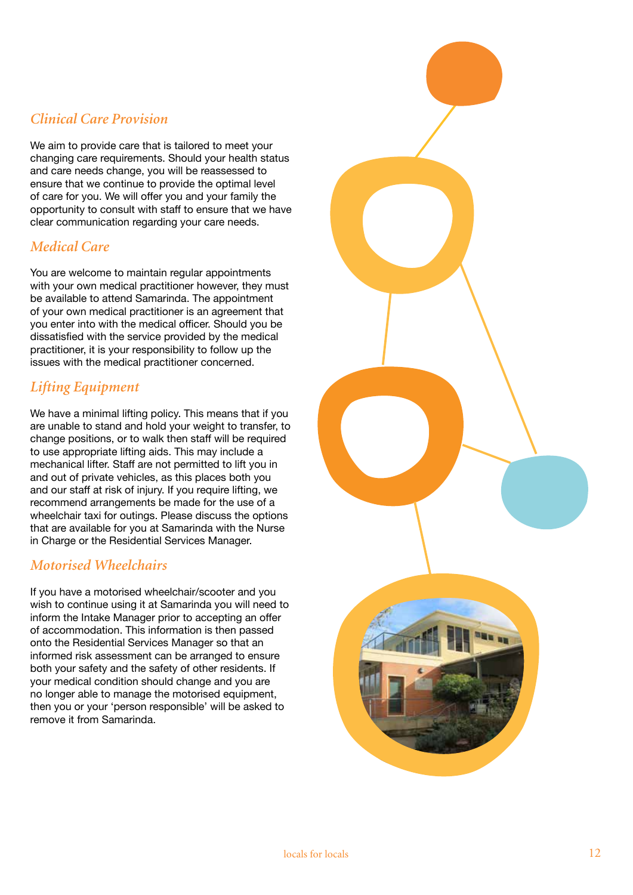## *Clinical Care Provision*

We aim to provide care that is tailored to meet your changing care requirements. Should your health status and care needs change, you will be reassessed to ensure that we continue to provide the optimal level of care for you. We will offer you and your family the opportunity to consult with staff to ensure that we have clear communication regarding your care needs.

## *Medical Care*

You are welcome to maintain regular appointments with your own medical practitioner however, they must be available to attend Samarinda. The appointment of your own medical practitioner is an agreement that you enter into with the medical officer. Should you be dissatisfied with the service provided by the medical practitioner, it is your responsibility to follow up the issues with the medical practitioner concerned.

## *Lifting Equipment*

We have a minimal lifting policy. This means that if you are unable to stand and hold your weight to transfer, to change positions, or to walk then staff will be required to use appropriate lifting aids. This may include a mechanical lifter. Staff are not permitted to lift you in and out of private vehicles, as this places both you and our staff at risk of injury. If you require lifting, we recommend arrangements be made for the use of a wheelchair taxi for outings. Please discuss the options that are available for you at Samarinda with the Nurse in Charge or the Residential Services Manager.

## *Motorised Wheelchairs*

If you have a motorised wheelchair/scooter and you wish to continue using it at Samarinda you will need to inform the Intake Manager prior to accepting an offer of accommodation. This information is then passed onto the Residential Services Manager so that an informed risk assessment can be arranged to ensure both your safety and the safety of other residents. If your medical condition should change and you are no longer able to manage the motorised equipment, then you or your 'person responsible' will be asked to remove it from Samarinda.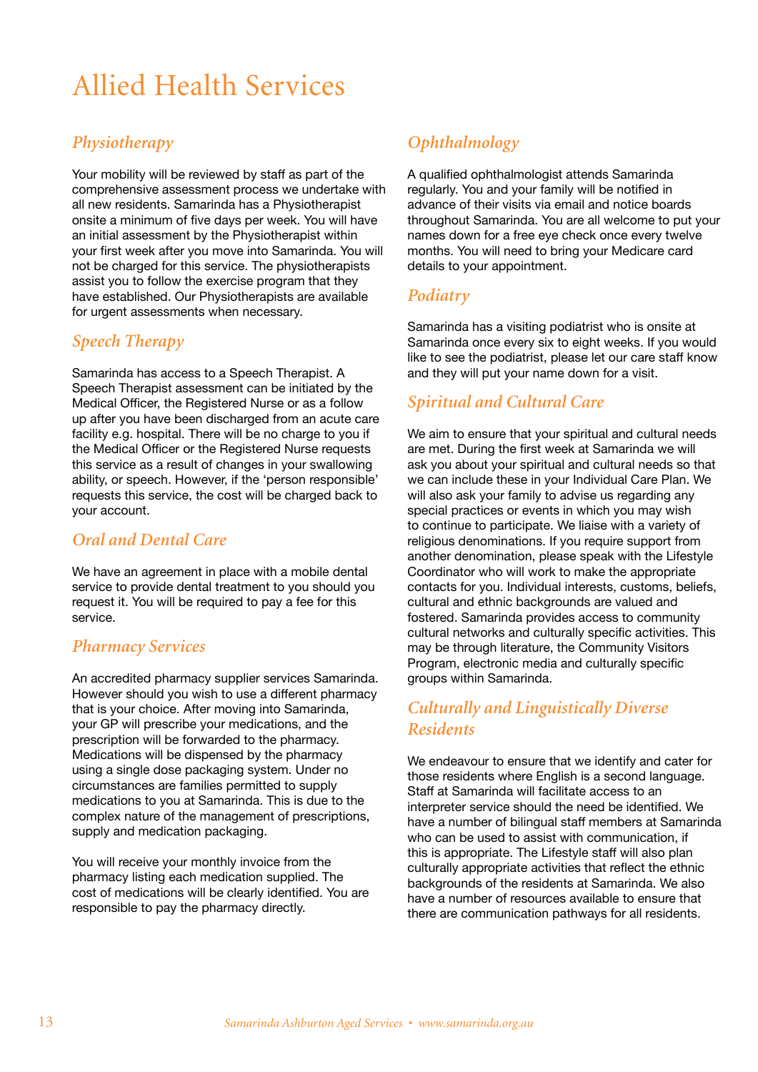# Allied Health Services

## *Physiotherapy*

Your mobility will be reviewed by staff as part of the comprehensive assessment process we undertake with all new residents. Samarinda has a Physiotherapist onsite a minimum of five days per week. You will have an initial assessment by the Physiotherapist within your first week after you move into Samarinda. You will not be charged for this service. The physiotherapists assist you to follow the exercise program that they have established. Our Physiotherapists are available for urgent assessments when necessary.

## *Speech Therapy*

Samarinda has access to a Speech Therapist. A Speech Therapist assessment can be initiated by the Medical Officer, the Registered Nurse or as a follow up after you have been discharged from an acute care facility e.g. hospital. There will be no charge to you if the Medical Officer or the Registered Nurse requests this service as a result of changes in your swallowing ability, or speech. However, if the 'person responsible' requests this service, the cost will be charged back to your account.

## *Oral and Dental Care*

We have an agreement in place with a mobile dental service to provide dental treatment to you should you request it. You will be required to pay a fee for this service.

## *Pharmacy Services*

An accredited pharmacy supplier services Samarinda. However should you wish to use a different pharmacy that is your choice. After moving into Samarinda, your GP will prescribe your medications, and the prescription will be forwarded to the pharmacy. Medications will be dispensed by the pharmacy using a single dose packaging system. Under no circumstances are families permitted to supply medications to you at Samarinda. This is due to the complex nature of the management of prescriptions, supply and medication packaging.

You will receive your monthly invoice from the pharmacy listing each medication supplied. The cost of medications will be clearly identified. You are responsible to pay the pharmacy directly.

## *Ophthalmology*

A qualified ophthalmologist attends Samarinda regularly. You and your family will be notified in advance of their visits via email and notice boards throughout Samarinda. You are all welcome to put your names down for a free eye check once every twelve months. You will need to bring your Medicare card details to your appointment.

## *Podiatry*

Samarinda has a visiting podiatrist who is onsite at Samarinda once every six to eight weeks. If you would like to see the podiatrist, please let our care staff know and they will put your name down for a visit.

## *Spiritual and Cultural Care*

We aim to ensure that your spiritual and cultural needs are met. During the first week at Samarinda we will ask you about your spiritual and cultural needs so that we can include these in your Individual Care Plan. We will also ask your family to advise us regarding any special practices or events in which you may wish to continue to participate. We liaise with a variety of religious denominations. If you require support from another denomination, please speak with the Lifestyle Coordinator who will work to make the appropriate contacts for you. Individual interests, customs, beliefs, cultural and ethnic backgrounds are valued and fostered. Samarinda provides access to community cultural networks and culturally specific activities. This may be through literature, the Community Visitors Program, electronic media and culturally specific groups within Samarinda.

## *Culturally and Linguistically Diverse Residents*

We endeavour to ensure that we identify and cater for those residents where English is a second language. Staff at Samarinda will facilitate access to an interpreter service should the need be identified. We have a number of bilingual staff members at Samarinda who can be used to assist with communication, if this is appropriate. The Lifestyle staff will also plan culturally appropriate activities that reflect the ethnic backgrounds of the residents at Samarinda. We also have a number of resources available to ensure that there are communication pathways for all residents.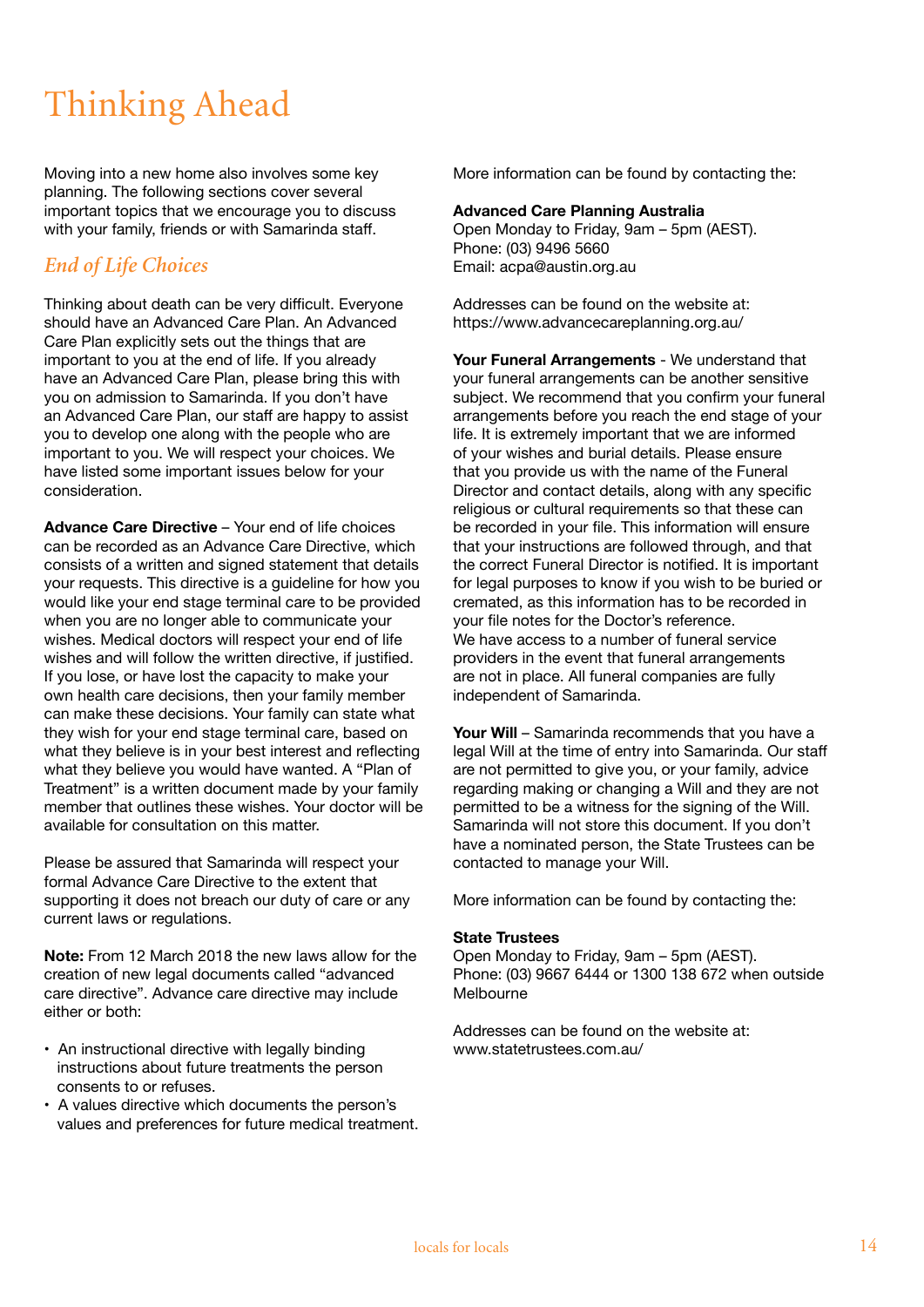# Thinking Ahead

Moving into a new home also involves some key planning. The following sections cover several important topics that we encourage you to discuss with your family, friends or with Samarinda staff.

## *End of Life Choices*

Thinking about death can be very difficult. Everyone should have an Advanced Care Plan. An Advanced Care Plan explicitly sets out the things that are important to you at the end of life. If you already have an Advanced Care Plan, please bring this with you on admission to Samarinda. If you don't have an Advanced Care Plan, our staff are happy to assist you to develop one along with the people who are important to you. We will respect your choices. We have listed some important issues below for your consideration.

**Advance Care Directive** – Your end of life choices can be recorded as an Advance Care Directive, which consists of a written and signed statement that details your requests. This directive is a guideline for how you would like your end stage terminal care to be provided when you are no longer able to communicate your wishes. Medical doctors will respect your end of life wishes and will follow the written directive, if justified. If you lose, or have lost the capacity to make your own health care decisions, then your family member can make these decisions. Your family can state what they wish for your end stage terminal care, based on what they believe is in your best interest and reflecting what they believe you would have wanted. A "Plan of Treatment" is a written document made by your family member that outlines these wishes. Your doctor will be available for consultation on this matter.

Please be assured that Samarinda will respect your formal Advance Care Directive to the extent that supporting it does not breach our duty of care or any current laws or regulations.

**Note:** From 12 March 2018 the new laws allow for the creation of new legal documents called "advanced care directive". Advance care directive may include either or both:

- An instructional directive with legally binding instructions about future treatments the person consents to or refuses.
- A values directive which documents the person's values and preferences for future medical treatment.

More information can be found by contacting the:

**Advanced Care Planning Australia**
Open Monday to Friday, 9am – 5pm (AEST).
Phone: (03) 9496 5660
Email: acpa@austin.org.au

Addresses can be found on the website at:
https://www.advancecareplanning.org.au/

**Your Funeral Arrangements** - We understand that your funeral arrangements can be another sensitive subject. We recommend that you confirm your funeral arrangements before you reach the end stage of your life. It is extremely important that we are informed of your wishes and burial details. Please ensure that you provide us with the name of the Funeral Director and contact details, along with any specific religious or cultural requirements so that these can be recorded in your file. This information will ensure that your instructions are followed through, and that the correct Funeral Director is notified. It is important for legal purposes to know if you wish to be buried or cremated, as this information has to be recorded in your file notes for the Doctor's reference.
We have access to a number of funeral service providers in the event that funeral arrangements are not in place. All funeral companies are fully independent of Samarinda.

**Your Will** – Samarinda recommends that you have a legal Will at the time of entry into Samarinda. Our staff are not permitted to give you, or your family, advice regarding making or changing a Will and they are not permitted to be a witness for the signing of the Will. Samarinda will not store this document. If you don't have a nominated person, the State Trustees can be contacted to manage your Will.

More information can be found by contacting the:

**State Trustees**
Open Monday to Friday, 9am – 5pm (AEST).
Phone: (03) 9667 6444 or 1300 138 672 when outside Melbourne

Addresses can be found on the website at:
www.statetrustees.com.au/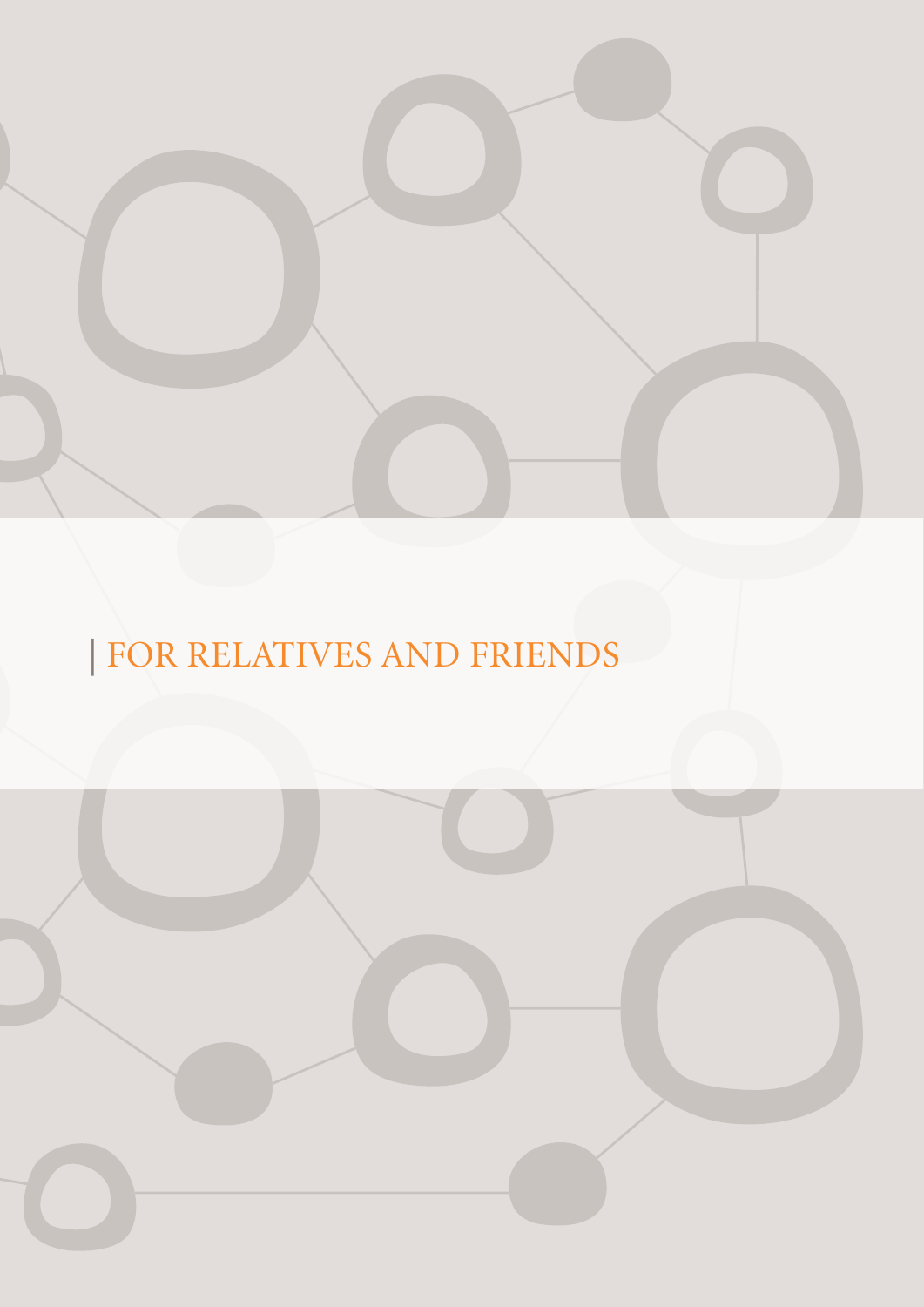# FOR RELATIVES AND FRIENDS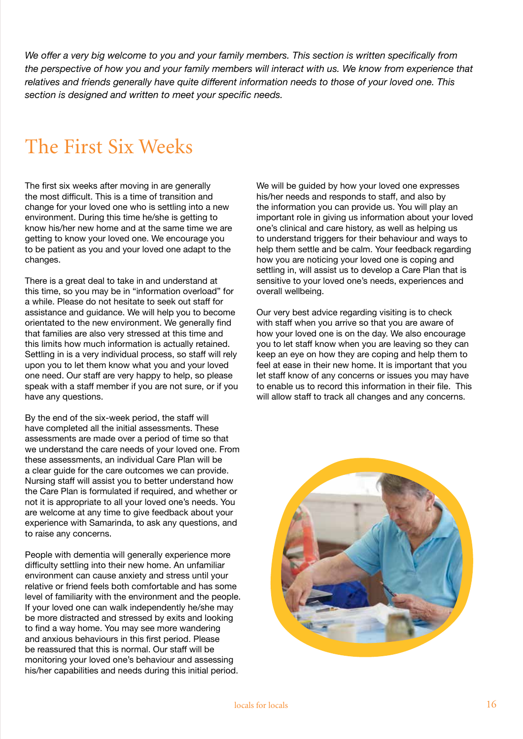*We offer a very big welcome to you and your family members. This section is written specifically from the perspective of how you and your family members will interact with us. We know from experience that relatives and friends generally have quite different information needs to those of your loved one. This section is designed and written to meet your specific needs.*

# The First Six Weeks

The first six weeks after moving in are generally the most difficult. This is a time of transition and change for your loved one who is settling into a new environment. During this time he/she is getting to know his/her new home and at the same time we are getting to know your loved one. We encourage you to be patient as you and your loved one adapt to the changes.

There is a great deal to take in and understand at this time, so you may be in "information overload" for a while. Please do not hesitate to seek out staff for assistance and guidance. We will help you to become orientated to the new environment. We generally find that families are also very stressed at this time and this limits how much information is actually retained. Settling in is a very individual process, so staff will rely upon you to let them know what you and your loved one need. Our staff are very happy to help, so please speak with a staff member if you are not sure, or if you have any questions.

By the end of the six-week period, the staff will have completed all the initial assessments. These assessments are made over a period of time so that we understand the care needs of your loved one. From these assessments, an individual Care Plan will be a clear guide for the care outcomes we can provide. Nursing staff will assist you to better understand how the Care Plan is formulated if required, and whether or not it is appropriate to all your loved one's needs. You are welcome at any time to give feedback about your experience with Samarinda, to ask any questions, and to raise any concerns.

People with dementia will generally experience more difficulty settling into their new home. An unfamiliar environment can cause anxiety and stress until your relative or friend feels both comfortable and has some level of familiarity with the environment and the people. If your loved one can walk independently he/she may be more distracted and stressed by exits and looking to find a way home. You may see more wandering and anxious behaviours in this first period. Please be reassured that this is normal. Our staff will be monitoring your loved one's behaviour and assessing his/her capabilities and needs during this initial period.

We will be guided by how your loved one expresses his/her needs and responds to staff, and also by the information you can provide us. You will play an important role in giving us information about your loved one's clinical and care history, as well as helping us to understand triggers for their behaviour and ways to help them settle and be calm. Your feedback regarding how you are noticing your loved one is coping and settling in, will assist us to develop a Care Plan that is sensitive to your loved one's needs, experiences and overall wellbeing.

Our very best advice regarding visiting is to check with staff when you arrive so that you are aware of how your loved one is on the day. We also encourage you to let staff know when you are leaving so they can keep an eye on how they are coping and help them to feel at ease in their new home. It is important that you let staff know of any concerns or issues you may have to enable us to record this information in their file. This will allow staff to track all changes and any concerns.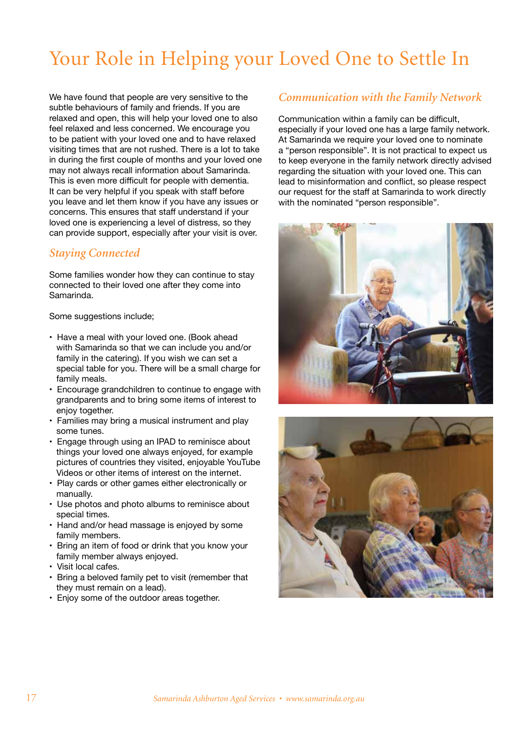# Your Role in Helping your Loved One to Settle In

We have found that people are very sensitive to the subtle behaviours of family and friends. If you are relaxed and open, this will help your loved one to also feel relaxed and less concerned. We encourage you to be patient with your loved one and to have relaxed visiting times that are not rushed. There is a lot to take in during the first couple of months and your loved one may not always recall information about Samarinda. This is even more difficult for people with dementia. It can be very helpful if you speak with staff before you leave and let them know if you have any issues or concerns. This ensures that staff understand if your loved one is experiencing a level of distress, so they can provide support, especially after your visit is over.

## *Staying Connected*

Some families wonder how they can continue to stay connected to their loved one after they come into Samarinda.

Some suggestions include;

- Have a meal with your loved one. (Book ahead with Samarinda so that we can include you and/or family in the catering). If you wish we can set a special table for you. There will be a small charge for family meals.
- Encourage grandchildren to continue to engage with grandparents and to bring some items of interest to enjoy together.
- Families may bring a musical instrument and play some tunes.
- Engage through using an IPAD to reminisce about things your loved one always enjoyed, for example pictures of countries they visited, enjoyable YouTube Videos or other items of interest on the internet.
- Play cards or other games either electronically or manually.
- Use photos and photo albums to reminisce about special times.
- Hand and/or head massage is enjoyed by some family members.
- Bring an item of food or drink that you know your family member always enjoyed.
- Visit local cafes.
- Bring a beloved family pet to visit (remember that they must remain on a lead).
- Enjoy some of the outdoor areas together.

## *Communication with the Family Network*

Communication within a family can be difficult, especially if your loved one has a large family network. At Samarinda we require your loved one to nominate a "person responsible". It is not practical to expect us to keep everyone in the family network directly advised regarding the situation with your loved one. This can lead to misinformation and conflict, so please respect our request for the staff at Samarinda to work directly with the nominated "person responsible".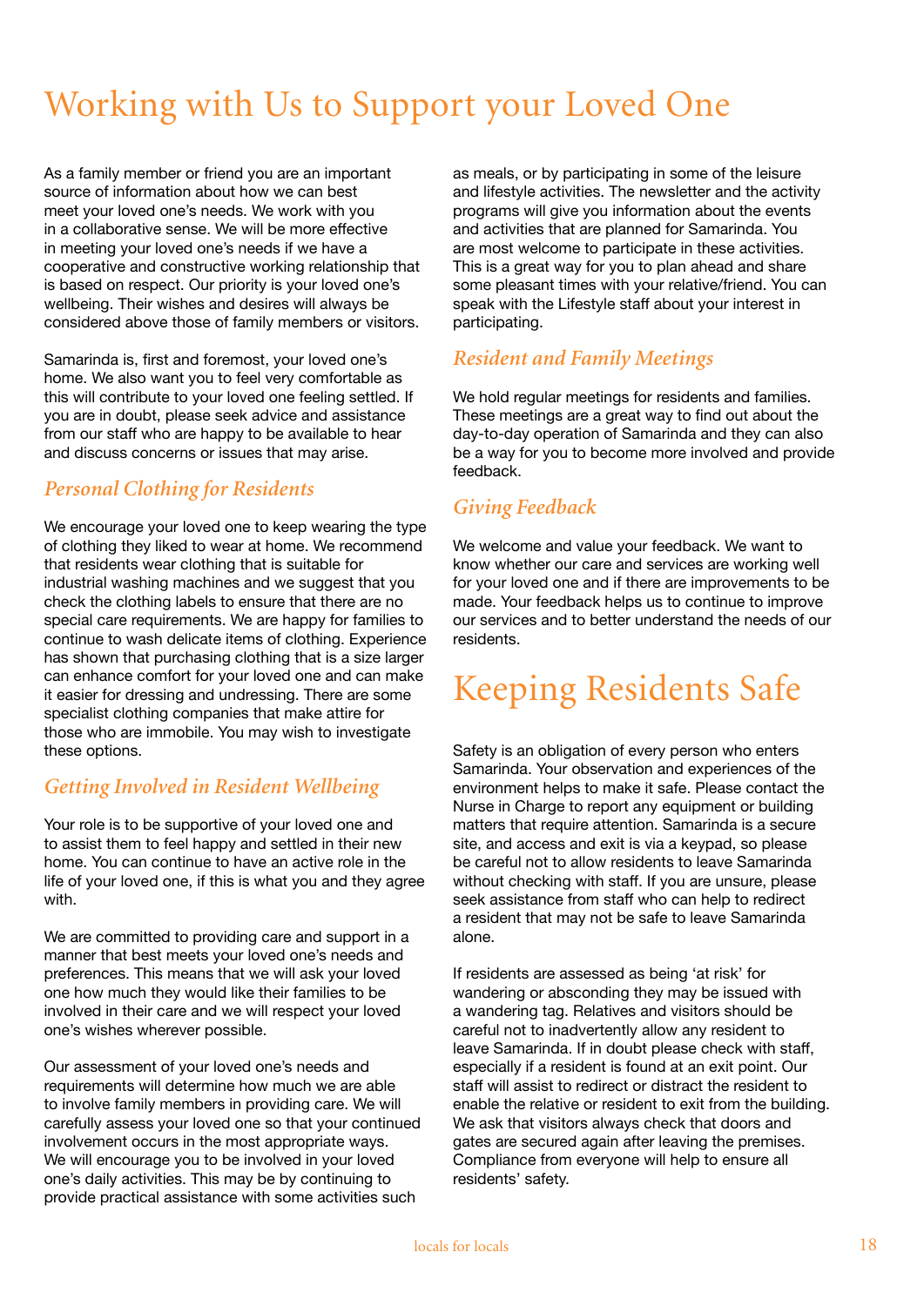# Working with Us to Support your Loved One

As a family member or friend you are an important source of information about how we can best meet your loved one's needs. We work with you in a collaborative sense. We will be more effective in meeting your loved one's needs if we have a cooperative and constructive working relationship that is based on respect. Our priority is your loved one's wellbeing. Their wishes and desires will always be considered above those of family members or visitors.

Samarinda is, first and foremost, your loved one's home. We also want you to feel very comfortable as this will contribute to your loved one feeling settled. If you are in doubt, please seek advice and assistance from our staff who are happy to be available to hear and discuss concerns or issues that may arise.

## *Personal Clothing for Residents*

We encourage your loved one to keep wearing the type of clothing they liked to wear at home. We recommend that residents wear clothing that is suitable for industrial washing machines and we suggest that you check the clothing labels to ensure that there are no special care requirements. We are happy for families to continue to wash delicate items of clothing. Experience has shown that purchasing clothing that is a size larger can enhance comfort for your loved one and can make it easier for dressing and undressing. There are some specialist clothing companies that make attire for those who are immobile. You may wish to investigate these options.

## *Getting Involved in Resident Wellbeing*

Your role is to be supportive of your loved one and to assist them to feel happy and settled in their new home. You can continue to have an active role in the life of your loved one, if this is what you and they agree with.

We are committed to providing care and support in a manner that best meets your loved one's needs and preferences. This means that we will ask your loved one how much they would like their families to be involved in their care and we will respect your loved one's wishes wherever possible.

Our assessment of your loved one's needs and requirements will determine how much we are able to involve family members in providing care. We will carefully assess your loved one so that your continued involvement occurs in the most appropriate ways. We will encourage you to be involved in your loved one's daily activities. This may be by continuing to provide practical assistance with some activities such as meals, or by participating in some of the leisure and lifestyle activities. The newsletter and the activity programs will give you information about the events and activities that are planned for Samarinda. You are most welcome to participate in these activities. This is a great way for you to plan ahead and share some pleasant times with your relative/friend. You can speak with the Lifestyle staff about your interest in participating.

## *Resident and Family Meetings*

We hold regular meetings for residents and families. These meetings are a great way to find out about the day-to-day operation of Samarinda and they can also be a way for you to become more involved and provide feedback.

## *Giving Feedback*

We welcome and value your feedback. We want to know whether our care and services are working well for your loved one and if there are improvements to be made. Your feedback helps us to continue to improve our services and to better understand the needs of our residents.

# Keeping Residents Safe

Safety is an obligation of every person who enters Samarinda. Your observation and experiences of the environment helps to make it safe. Please contact the Nurse in Charge to report any equipment or building matters that require attention. Samarinda is a secure site, and access and exit is via a keypad, so please be careful not to allow residents to leave Samarinda without checking with staff. If you are unsure, please seek assistance from staff who can help to redirect a resident that may not be safe to leave Samarinda alone.

If residents are assessed as being 'at risk' for wandering or absconding they may be issued with a wandering tag. Relatives and visitors should be careful not to inadvertently allow any resident to leave Samarinda. If in doubt please check with staff, especially if a resident is found at an exit point. Our staff will assist to redirect or distract the resident to enable the relative or resident to exit from the building. We ask that visitors always check that doors and gates are secured again after leaving the premises. Compliance from everyone will help to ensure all residents' safety.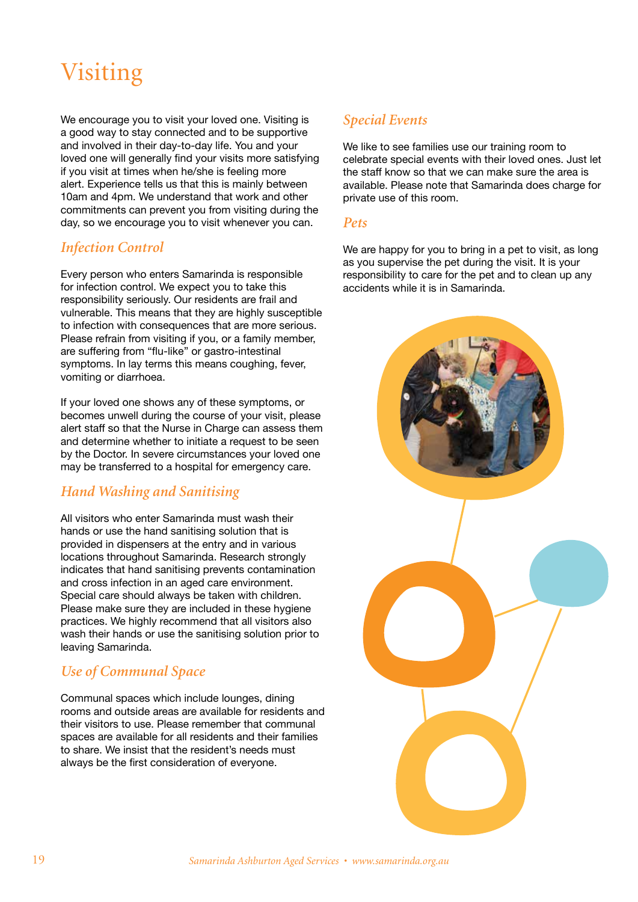# Visiting

We encourage you to visit your loved one. Visiting is a good way to stay connected and to be supportive and involved in their day-to-day life. You and your loved one will generally find your visits more satisfying if you visit at times when he/she is feeling more alert. Experience tells us that this is mainly between 10am and 4pm. We understand that work and other commitments can prevent you from visiting during the day, so we encourage you to visit whenever you can.

## *Infection Control*

Every person who enters Samarinda is responsible for infection control. We expect you to take this responsibility seriously. Our residents are frail and vulnerable. This means that they are highly susceptible to infection with consequences that are more serious. Please refrain from visiting if you, or a family member, are suffering from "flu-like" or gastro-intestinal symptoms. In lay terms this means coughing, fever, vomiting or diarrhoea.

If your loved one shows any of these symptoms, or becomes unwell during the course of your visit, please alert staff so that the Nurse in Charge can assess them and determine whether to initiate a request to be seen by the Doctor. In severe circumstances your loved one may be transferred to a hospital for emergency care.

## *Hand Washing and Sanitising*

All visitors who enter Samarinda must wash their hands or use the hand sanitising solution that is provided in dispensers at the entry and in various locations throughout Samarinda. Research strongly indicates that hand sanitising prevents contamination and cross infection in an aged care environment. Special care should always be taken with children. Please make sure they are included in these hygiene practices. We highly recommend that all visitors also wash their hands or use the sanitising solution prior to leaving Samarinda.

## *Use of Communal Space*

Communal spaces which include lounges, dining rooms and outside areas are available for residents and their visitors to use. Please remember that communal spaces are available for all residents and their families to share. We insist that the resident's needs must always be the first consideration of everyone.

## *Special Events*

We like to see families use our training room to celebrate special events with their loved ones. Just let the staff know so that we can make sure the area is available. Please note that Samarinda does charge for private use of this room.

## *Pets*

We are happy for you to bring in a pet to visit, as long as you supervise the pet during the visit. It is your responsibility to care for the pet and to clean up any accidents while it is in Samarinda.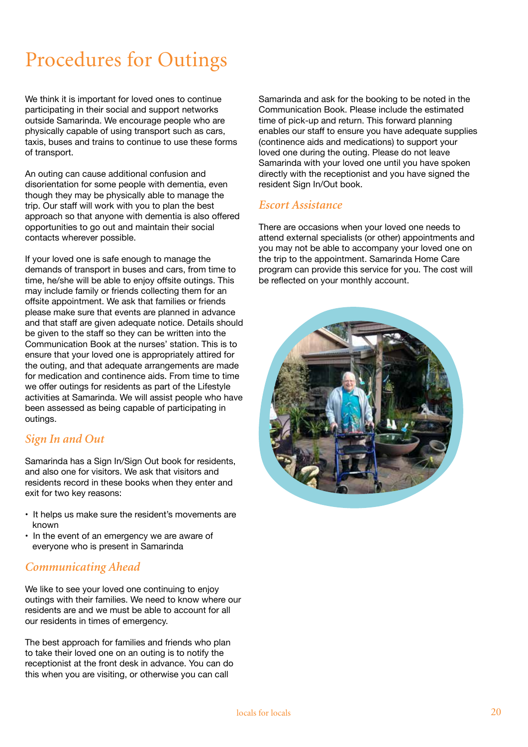# Procedures for Outings

We think it is important for loved ones to continue participating in their social and support networks outside Samarinda. We encourage people who are physically capable of using transport such as cars, taxis, buses and trains to continue to use these forms of transport.

An outing can cause additional confusion and disorientation for some people with dementia, even though they may be physically able to manage the trip. Our staff will work with you to plan the best approach so that anyone with dementia is also offered opportunities to go out and maintain their social contacts wherever possible.

If your loved one is safe enough to manage the demands of transport in buses and cars, from time to time, he/she will be able to enjoy offsite outings. This may include family or friends collecting them for an offsite appointment. We ask that families or friends please make sure that events are planned in advance and that staff are given adequate notice. Details should be given to the staff so they can be written into the Communication Book at the nurses' station. This is to ensure that your loved one is appropriately attired for the outing, and that adequate arrangements are made for medication and continence aids. From time to time we offer outings for residents as part of the Lifestyle activities at Samarinda. We will assist people who have been assessed as being capable of participating in outings.

## *Sign In and Out*

Samarinda has a Sign In/Sign Out book for residents, and also one for visitors. We ask that visitors and residents record in these books when they enter and exit for two key reasons:

- It helps us make sure the resident's movements are known
- In the event of an emergency we are aware of everyone who is present in Samarinda

## *Communicating Ahead*

We like to see your loved one continuing to enjoy outings with their families. We need to know where our residents are and we must be able to account for all our residents in times of emergency.

The best approach for families and friends who plan to take their loved one on an outing is to notify the receptionist at the front desk in advance. You can do this when you are visiting, or otherwise you can call Samarinda and ask for the booking to be noted in the Communication Book. Please include the estimated time of pick-up and return. This forward planning enables our staff to ensure you have adequate supplies (continence aids and medications) to support your loved one during the outing. Please do not leave Samarinda with your loved one until you have spoken directly with the receptionist and you have signed the resident Sign In/Out book.

## *Escort Assistance*

There are occasions when your loved one needs to attend external specialists (or other) appointments and you may not be able to accompany your loved one on the trip to the appointment. Samarinda Home Care program can provide this service for you. The cost will be reflected on your monthly account.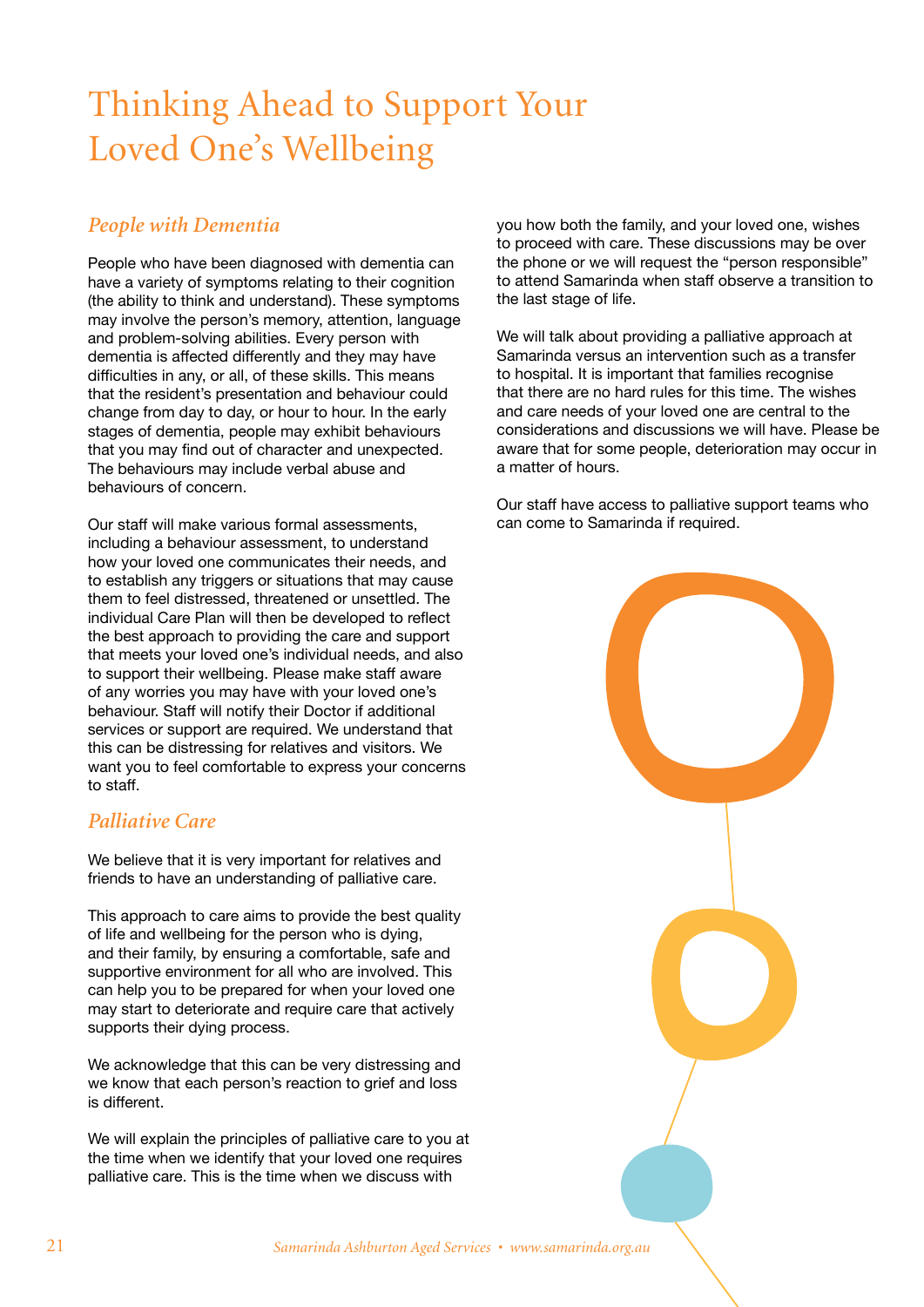# Thinking Ahead to Support Your Loved One's Wellbeing

## *People with Dementia*

People who have been diagnosed with dementia can have a variety of symptoms relating to their cognition (the ability to think and understand). These symptoms may involve the person's memory, attention, language and problem-solving abilities. Every person with dementia is affected differently and they may have difficulties in any, or all, of these skills. This means that the resident's presentation and behaviour could change from day to day, or hour to hour. In the early stages of dementia, people may exhibit behaviours that you may find out of character and unexpected. The behaviours may include verbal abuse and behaviours of concern.

Our staff will make various formal assessments, including a behaviour assessment, to understand how your loved one communicates their needs, and to establish any triggers or situations that may cause them to feel distressed, threatened or unsettled. The individual Care Plan will then be developed to reflect the best approach to providing the care and support that meets your loved one's individual needs, and also to support their wellbeing. Please make staff aware of any worries you may have with your loved one's behaviour. Staff will notify their Doctor if additional services or support are required. We understand that this can be distressing for relatives and visitors. We want you to feel comfortable to express your concerns to staff.

## *Palliative Care*

We believe that it is very important for relatives and friends to have an understanding of palliative care.

This approach to care aims to provide the best quality of life and wellbeing for the person who is dying, and their family, by ensuring a comfortable, safe and supportive environment for all who are involved. This can help you to be prepared for when your loved one may start to deteriorate and require care that actively supports their dying process.

We acknowledge that this can be very distressing and we know that each person's reaction to grief and loss is different.

We will explain the principles of palliative care to you at the time when we identify that your loved one requires palliative care. This is the time when we discuss with you how both the family, and your loved one, wishes to proceed with care. These discussions may be over the phone or we will request the "person responsible" to attend Samarinda when staff observe a transition to the last stage of life.

We will talk about providing a palliative approach at Samarinda versus an intervention such as a transfer to hospital. It is important that families recognise that there are no hard rules for this time. The wishes and care needs of your loved one are central to the considerations and discussions we will have. Please be aware that for some people, deterioration may occur in a matter of hours.

Our staff have access to palliative support teams who can come to Samarinda if required.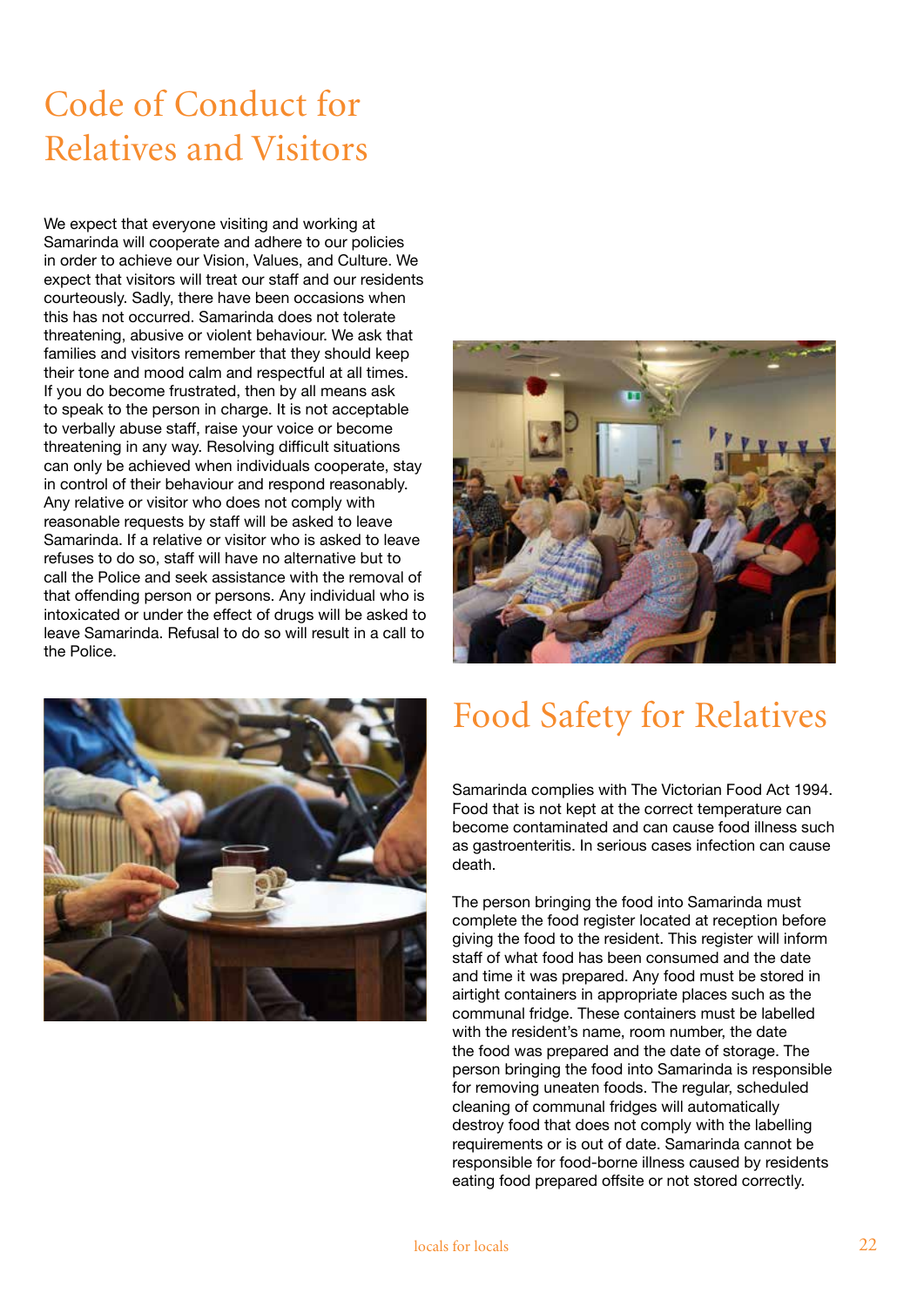# Code of Conduct for Relatives and Visitors

We expect that everyone visiting and working at Samarinda will cooperate and adhere to our policies in order to achieve our Vision, Values, and Culture. We expect that visitors will treat our staff and our residents courteously. Sadly, there have been occasions when this has not occurred. Samarinda does not tolerate threatening, abusive or violent behaviour. We ask that families and visitors remember that they should keep their tone and mood calm and respectful at all times. If you do become frustrated, then by all means ask to speak to the person in charge. It is not acceptable to verbally abuse staff, raise your voice or become threatening in any way. Resolving difficult situations can only be achieved when individuals cooperate, stay in control of their behaviour and respond reasonably. Any relative or visitor who does not comply with reasonable requests by staff will be asked to leave Samarinda. If a relative or visitor who is asked to leave refuses to do so, staff will have no alternative but to call the Police and seek assistance with the removal of that offending person or persons. Any individual who is intoxicated or under the effect of drugs will be asked to leave Samarinda. Refusal to do so will result in a call to the Police.

# Food Safety for Relatives

Samarinda complies with The Victorian Food Act 1994. Food that is not kept at the correct temperature can become contaminated and can cause food illness such as gastroenteritis. In serious cases infection can cause death.

The person bringing the food into Samarinda must complete the food register located at reception before giving the food to the resident. This register will inform staff of what food has been consumed and the date and time it was prepared. Any food must be stored in airtight containers in appropriate places such as the communal fridge. These containers must be labelled with the resident's name, room number, the date the food was prepared and the date of storage. The person bringing the food into Samarinda is responsible for removing uneaten foods. The regular, scheduled cleaning of communal fridges will automatically destroy food that does not comply with the labelling requirements or is out of date. Samarinda cannot be responsible for food-borne illness caused by residents eating food prepared offsite or not stored correctly.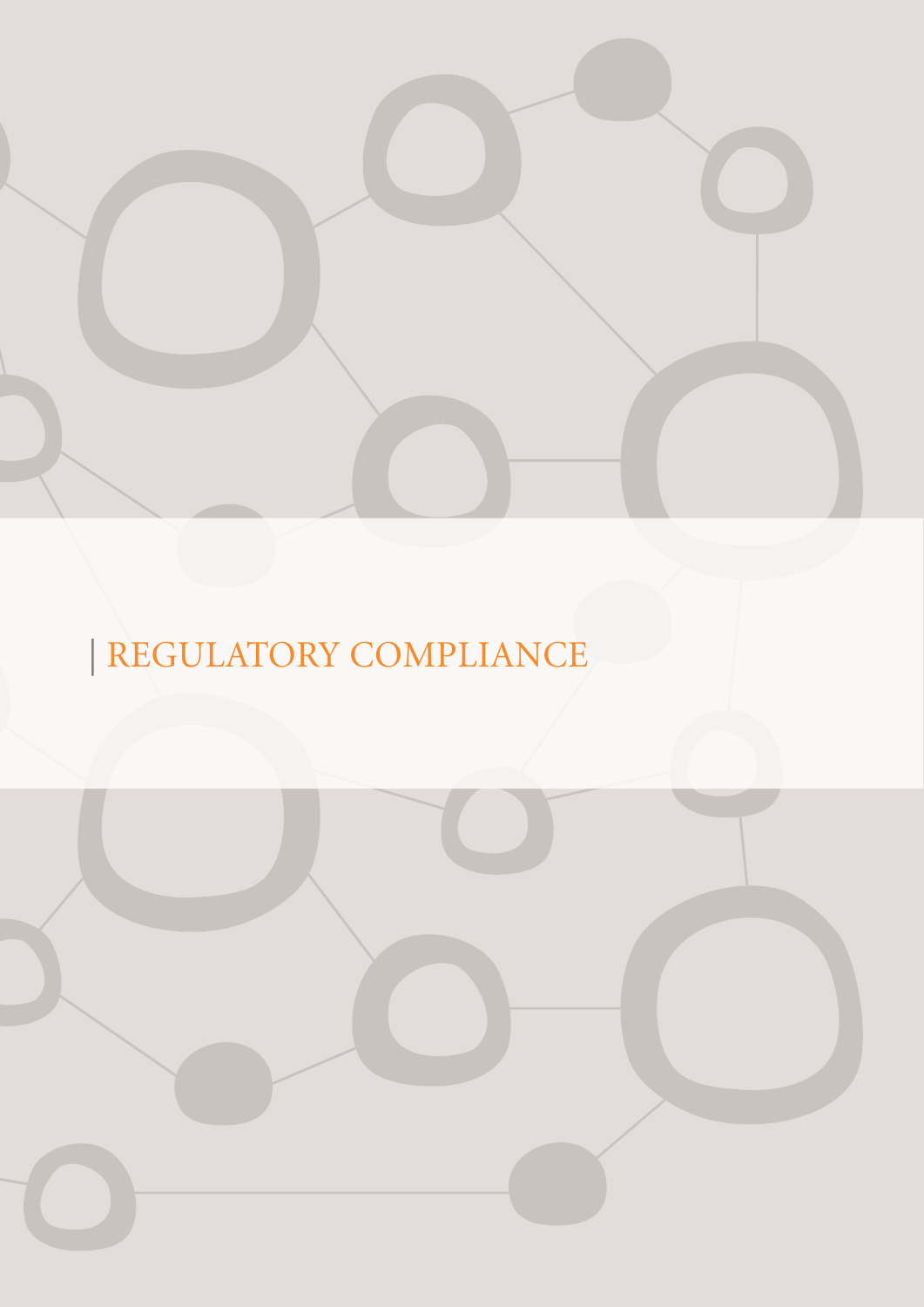# REGULATORY COMPLIANCE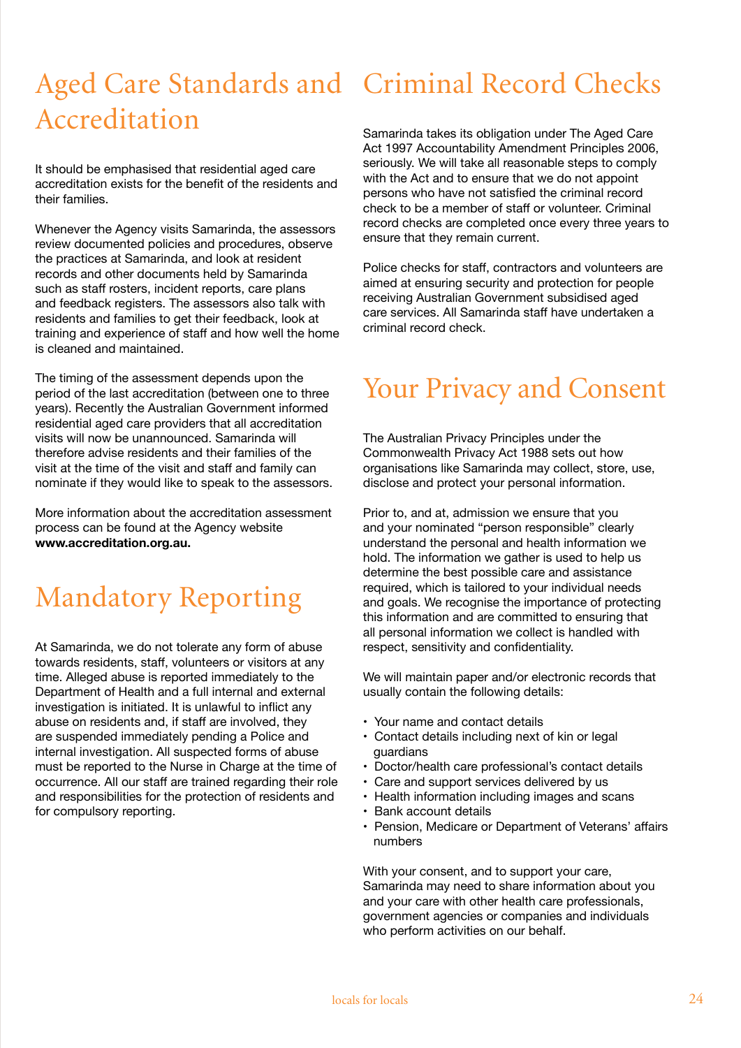# Aged Care Standards and Accreditation

It should be emphasised that residential aged care accreditation exists for the benefit of the residents and their families.

Whenever the Agency visits Samarinda, the assessors review documented policies and procedures, observe the practices at Samarinda, and look at resident records and other documents held by Samarinda such as staff rosters, incident reports, care plans and feedback registers. The assessors also talk with residents and families to get their feedback, look at training and experience of staff and how well the home is cleaned and maintained.

The timing of the assessment depends upon the period of the last accreditation (between one to three years). Recently the Australian Government informed residential aged care providers that all accreditation visits will now be unannounced. Samarinda will therefore advise residents and their families of the visit at the time of the visit and staff and family can nominate if they would like to speak to the assessors.

More information about the accreditation assessment process can be found at the Agency website **www.accreditation.org.au.**

# Mandatory Reporting

At Samarinda, we do not tolerate any form of abuse towards residents, staff, volunteers or visitors at any time. Alleged abuse is reported immediately to the Department of Health and a full internal and external investigation is initiated. It is unlawful to inflict any abuse on residents and, if staff are involved, they are suspended immediately pending a Police and internal investigation. All suspected forms of abuse must be reported to the Nurse in Charge at the time of occurrence. All our staff are trained regarding their role and responsibilities for the protection of residents and for compulsory reporting.

# Criminal Record Checks

Samarinda takes its obligation under The Aged Care Act 1997 Accountability Amendment Principles 2006, seriously. We will take all reasonable steps to comply with the Act and to ensure that we do not appoint persons who have not satisfied the criminal record check to be a member of staff or volunteer. Criminal record checks are completed once every three years to ensure that they remain current.

Police checks for staff, contractors and volunteers are aimed at ensuring security and protection for people receiving Australian Government subsidised aged care services. All Samarinda staff have undertaken a criminal record check.

# Your Privacy and Consent

The Australian Privacy Principles under the Commonwealth Privacy Act 1988 sets out how organisations like Samarinda may collect, store, use, disclose and protect your personal information.

Prior to, and at, admission we ensure that you and your nominated "person responsible" clearly understand the personal and health information we hold. The information we gather is used to help us determine the best possible care and assistance required, which is tailored to your individual needs and goals. We recognise the importance of protecting this information and are committed to ensuring that all personal information we collect is handled with respect, sensitivity and confidentiality.

We will maintain paper and/or electronic records that usually contain the following details:

- Your name and contact details
- Contact details including next of kin or legal guardians
- Doctor/health care professional's contact details
- Care and support services delivered by us
- Health information including images and scans
- Bank account details
- Pension, Medicare or Department of Veterans' affairs numbers

With your consent, and to support your care, Samarinda may need to share information about you and your care with other health care professionals, government agencies or companies and individuals who perform activities on our behalf.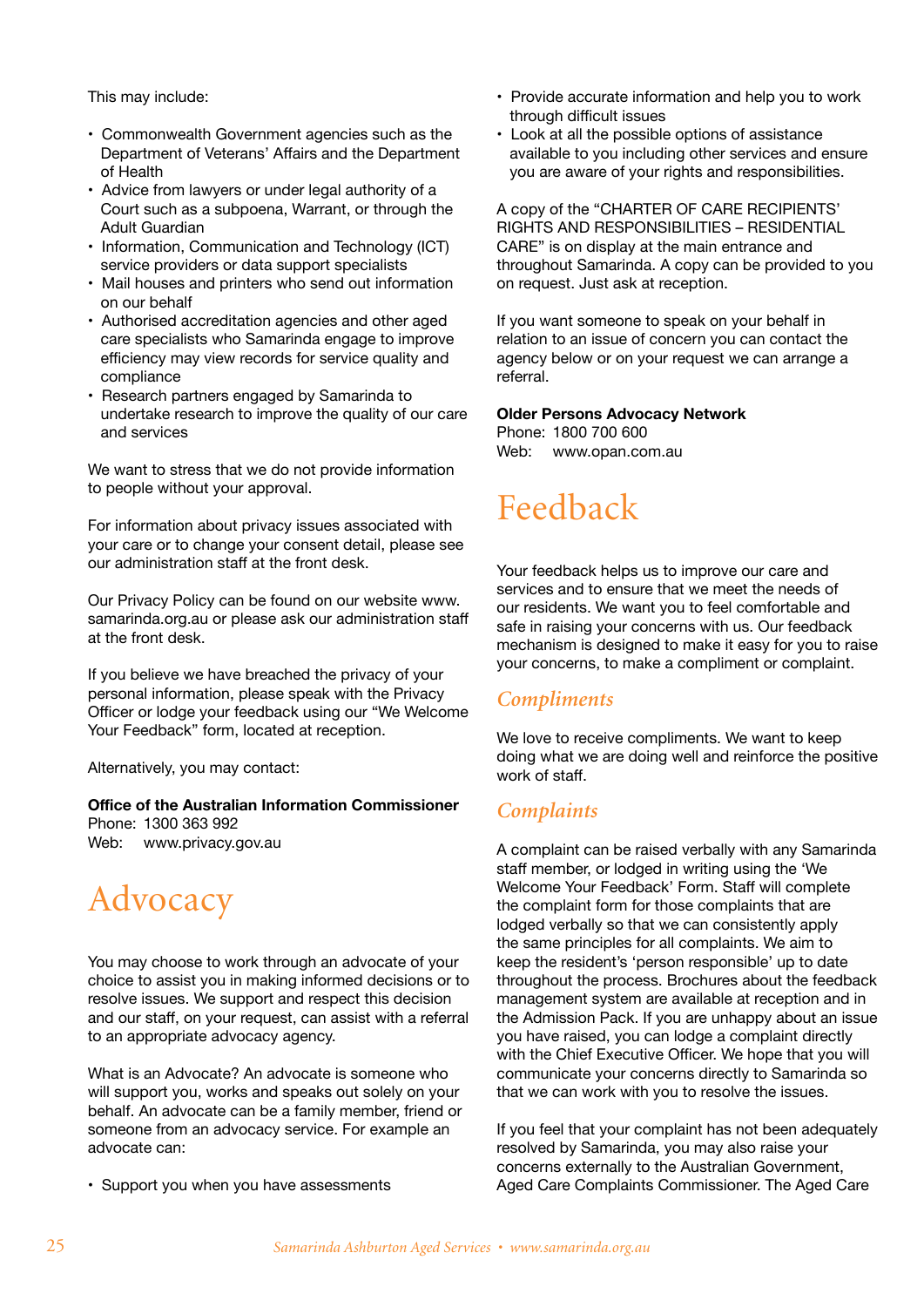This may include:

- Commonwealth Government agencies such as the Department of Veterans' Affairs and the Department of Health
- Advice from lawyers or under legal authority of a Court such as a subpoena, Warrant, or through the Adult Guardian
- Information, Communication and Technology (ICT) service providers or data support specialists
- Mail houses and printers who send out information on our behalf
- Authorised accreditation agencies and other aged care specialists who Samarinda engage to improve efficiency may view records for service quality and compliance
- Research partners engaged by Samarinda to undertake research to improve the quality of our care and services

We want to stress that we do not provide information to people without your approval.

For information about privacy issues associated with your care or to change your consent detail, please see our administration staff at the front desk.

Our Privacy Policy can be found on our website www.samarinda.org.au or please ask our administration staff at the front desk.

If you believe we have breached the privacy of your personal information, please speak with the Privacy Officer or lodge your feedback using our "We Welcome Your Feedback" form, located at reception.

Alternatively, you may contact:

**Office of the Australian Information Commissioner**
Phone: 1300 363 992
Web: www.privacy.gov.au

# Advocacy

You may choose to work through an advocate of your choice to assist you in making informed decisions or to resolve issues. We support and respect this decision and our staff, on your request, can assist with a referral to an appropriate advocacy agency.

What is an Advocate? An advocate is someone who will support you, works and speaks out solely on your behalf. An advocate can be a family member, friend or someone from an advocacy service. For example an advocate can:

- Support you when you have assessments
- Provide accurate information and help you to work through difficult issues
- Look at all the possible options of assistance available to you including other services and ensure you are aware of your rights and responsibilities.

A copy of the "CHARTER OF CARE RECIPIENTS' RIGHTS AND RESPONSIBILITIES – RESIDENTIAL CARE" is on display at the main entrance and throughout Samarinda. A copy can be provided to you on request. Just ask at reception.

If you want someone to speak on your behalf in relation to an issue of concern you can contact the agency below or on your request we can arrange a referral.

**Older Persons Advocacy Network**
Phone: 1800 700 600
Web: www.opan.com.au

# Feedback

Your feedback helps us to improve our care and services and to ensure that we meet the needs of our residents. We want you to feel comfortable and safe in raising your concerns with us. Our feedback mechanism is designed to make it easy for you to raise your concerns, to make a compliment or complaint.

## *Compliments*

We love to receive compliments. We want to keep doing what we are doing well and reinforce the positive work of staff.

## *Complaints*

A complaint can be raised verbally with any Samarinda staff member, or lodged in writing using the 'We Welcome Your Feedback' Form. Staff will complete the complaint form for those complaints that are lodged verbally so that we can consistently apply the same principles for all complaints. We aim to keep the resident's 'person responsible' up to date throughout the process. Brochures about the feedback management system are available at reception and in the Admission Pack. If you are unhappy about an issue you have raised, you can lodge a complaint directly with the Chief Executive Officer. We hope that you will communicate your concerns directly to Samarinda so that we can work with you to resolve the issues.

If you feel that your complaint has not been adequately resolved by Samarinda, you may also raise your concerns externally to the Australian Government, Aged Care Complaints Commissioner. The Aged Care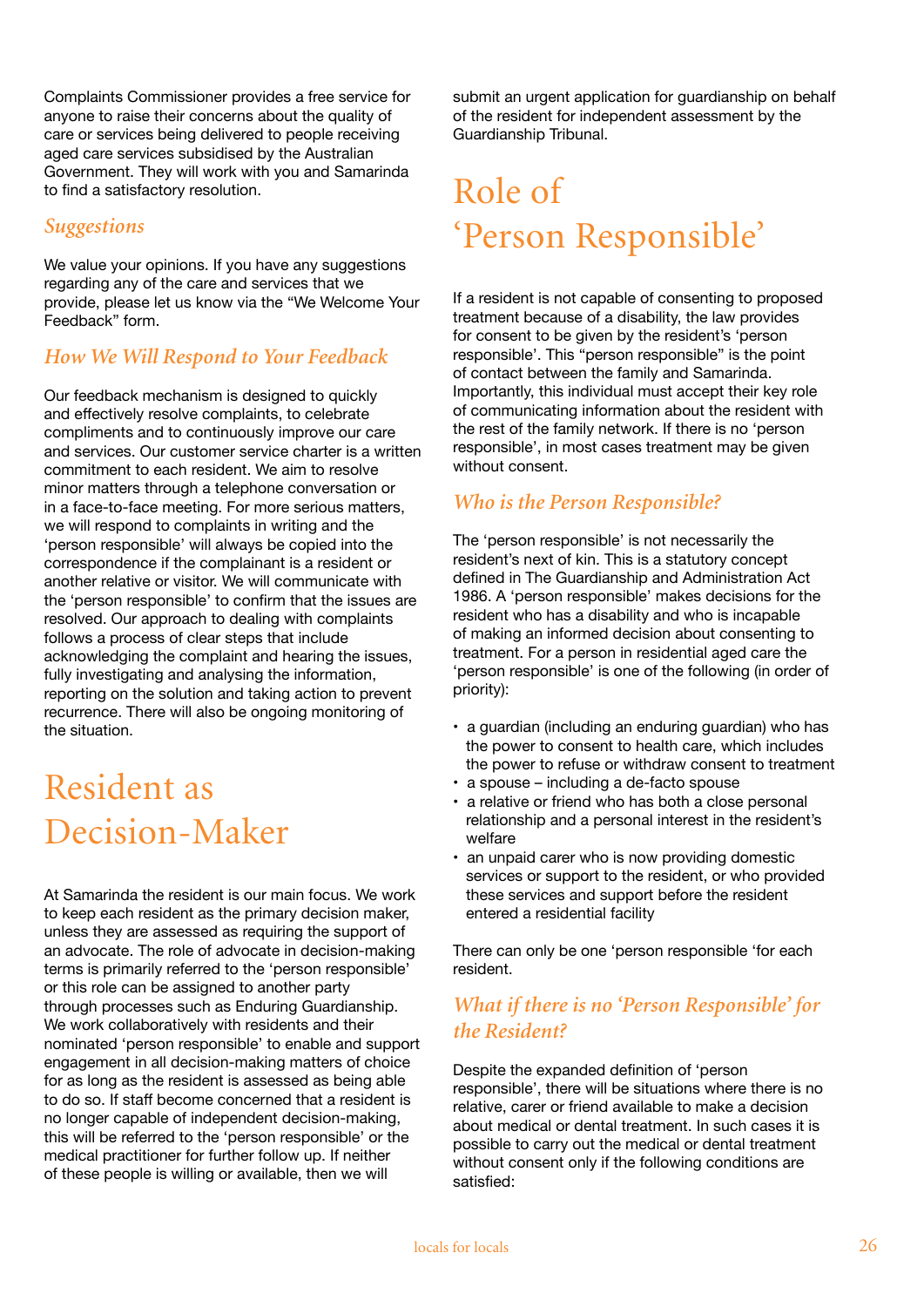Complaints Commissioner provides a free service for anyone to raise their concerns about the quality of care or services being delivered to people receiving aged care services subsidised by the Australian Government. They will work with you and Samarinda to find a satisfactory resolution.

### *Suggestions*

We value your opinions. If you have any suggestions regarding any of the care and services that we provide, please let us know via the "We Welcome Your Feedback" form.

### *How We Will Respond to Your Feedback*

Our feedback mechanism is designed to quickly and effectively resolve complaints, to celebrate compliments and to continuously improve our care and services. Our customer service charter is a written commitment to each resident. We aim to resolve minor matters through a telephone conversation or in a face-to-face meeting. For more serious matters, we will respond to complaints in writing and the 'person responsible' will always be copied into the correspondence if the complainant is a resident or another relative or visitor. We will communicate with the 'person responsible' to confirm that the issues are resolved. Our approach to dealing with complaints follows a process of clear steps that include acknowledging the complaint and hearing the issues, fully investigating and analysing the information, reporting on the solution and taking action to prevent recurrence. There will also be ongoing monitoring of the situation.

## Resident as Decision-Maker

At Samarinda the resident is our main focus. We work to keep each resident as the primary decision maker, unless they are assessed as requiring the support of an advocate. The role of advocate in decision-making terms is primarily referred to the 'person responsible' or this role can be assigned to another party through processes such as Enduring Guardianship. We work collaboratively with residents and their nominated 'person responsible' to enable and support engagement in all decision-making matters of choice for as long as the resident is assessed as being able to do so. If staff become concerned that a resident is no longer capable of independent decision-making, this will be referred to the 'person responsible' or the medical practitioner for further follow up. If neither of these people is willing or available, then we will submit an urgent application for guardianship on behalf of the resident for independent assessment by the Guardianship Tribunal.

## Role of 'Person Responsible'

If a resident is not capable of consenting to proposed treatment because of a disability, the law provides for consent to be given by the resident's 'person responsible'. This "person responsible" is the point of contact between the family and Samarinda. Importantly, this individual must accept their key role of communicating information about the resident with the rest of the family network. If there is no 'person responsible', in most cases treatment may be given without consent.

### *Who is the Person Responsible?*

The 'person responsible' is not necessarily the resident's next of kin. This is a statutory concept defined in The Guardianship and Administration Act 1986. A 'person responsible' makes decisions for the resident who has a disability and who is incapable of making an informed decision about consenting to treatment. For a person in residential aged care the 'person responsible' is one of the following (in order of priority):

- a guardian (including an enduring guardian) who has the power to consent to health care, which includes the power to refuse or withdraw consent to treatment
- a spouse – including a de-facto spouse
- a relative or friend who has both a close personal relationship and a personal interest in the resident's welfare
- an unpaid carer who is now providing domestic services or support to the resident, or who provided these services and support before the resident entered a residential facility

There can only be one 'person responsible 'for each resident.

### *What if there is no 'Person Responsible' for the Resident?*

Despite the expanded definition of 'person responsible', there will be situations where there is no relative, carer or friend available to make a decision about medical or dental treatment. In such cases it is possible to carry out the medical or dental treatment without consent only if the following conditions are satisfied: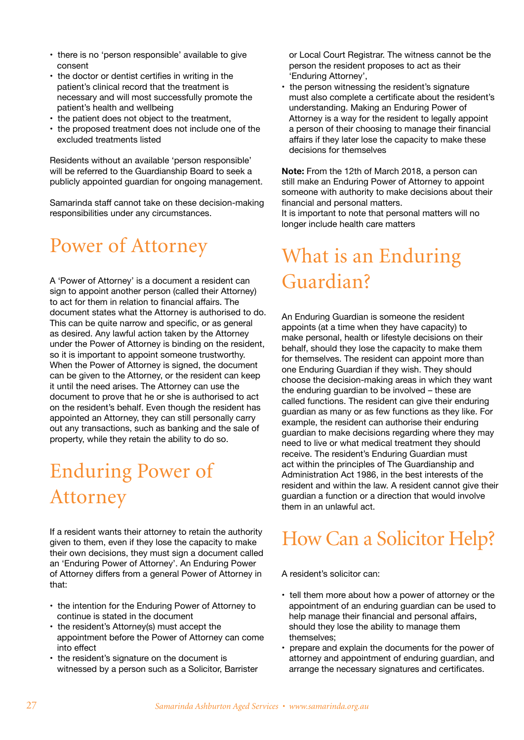- there is no 'person responsible' available to give consent
- the doctor or dentist certifies in writing in the patient's clinical record that the treatment is necessary and will most successfully promote the patient's health and wellbeing
- the patient does not object to the treatment,
- the proposed treatment does not include one of the excluded treatments listed

Residents without an available 'person responsible' will be referred to the Guardianship Board to seek a publicly appointed guardian for ongoing management.

Samarinda staff cannot take on these decision-making responsibilities under any circumstances.

# Power of Attorney

A 'Power of Attorney' is a document a resident can sign to appoint another person (called their Attorney) to act for them in relation to financial affairs. The document states what the Attorney is authorised to do. This can be quite narrow and specific, or as general as desired. Any lawful action taken by the Attorney under the Power of Attorney is binding on the resident, so it is important to appoint someone trustworthy. When the Power of Attorney is signed, the document can be given to the Attorney, or the resident can keep it until the need arises. The Attorney can use the document to prove that he or she is authorised to act on the resident's behalf. Even though the resident has appointed an Attorney, they can still personally carry out any transactions, such as banking and the sale of property, while they retain the ability to do so.

# Enduring Power of Attorney

If a resident wants their attorney to retain the authority given to them, even if they lose the capacity to make their own decisions, they must sign a document called an 'Enduring Power of Attorney'. An Enduring Power of Attorney differs from a general Power of Attorney in that:

- the intention for the Enduring Power of Attorney to continue is stated in the document
- the resident's Attorney(s) must accept the appointment before the Power of Attorney can come into effect
- the resident's signature on the document is witnessed by a person such as a Solicitor, Barrister or Local Court Registrar. The witness cannot be the person the resident proposes to act as their 'Enduring Attorney',
- the person witnessing the resident's signature must also complete a certificate about the resident's understanding. Making an Enduring Power of Attorney is a way for the resident to legally appoint a person of their choosing to manage their financial affairs if they later lose the capacity to make these decisions for themselves

**Note:** From the 12th of March 2018, a person can still make an Enduring Power of Attorney to appoint someone with authority to make decisions about their financial and personal matters.
It is important to note that personal matters will no longer include health care matters

# What is an Enduring Guardian?

An Enduring Guardian is someone the resident appoints (at a time when they have capacity) to make personal, health or lifestyle decisions on their behalf, should they lose the capacity to make them for themselves. The resident can appoint more than one Enduring Guardian if they wish. They should choose the decision-making areas in which they want the enduring guardian to be involved – these are called functions. The resident can give their enduring guardian as many or as few functions as they like. For example, the resident can authorise their enduring guardian to make decisions regarding where they may need to live or what medical treatment they should receive. The resident's Enduring Guardian must act within the principles of The Guardianship and Administration Act 1986, in the best interests of the resident and within the law. A resident cannot give their guardian a function or a direction that would involve them in an unlawful act.

# How Can a Solicitor Help?

A resident's solicitor can:

- tell them more about how a power of attorney or the appointment of an enduring guardian can be used to help manage their financial and personal affairs, should they lose the ability to manage them themselves;
- prepare and explain the documents for the power of attorney and appointment of enduring guardian, and arrange the necessary signatures and certificates.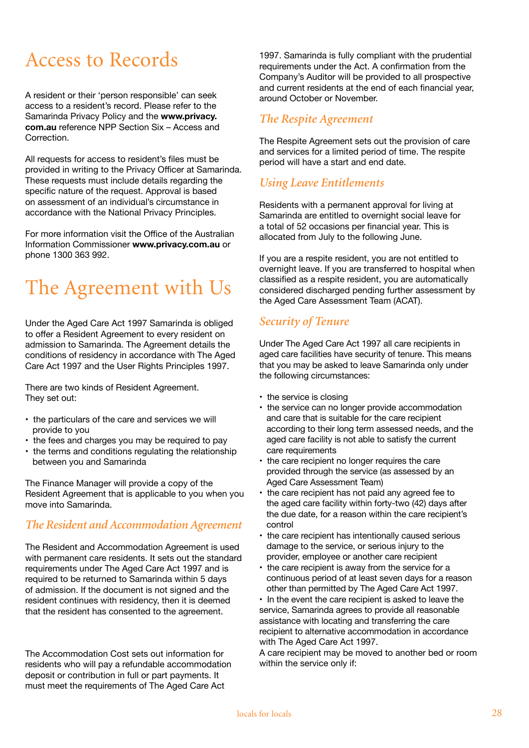# Access to Records

A resident or their 'person responsible' can seek access to a resident's record. Please refer to the Samarinda Privacy Policy and the **www.privacy.com.au** reference NPP Section Six – Access and Correction.

All requests for access to resident's files must be provided in writing to the Privacy Officer at Samarinda. These requests must include details regarding the specific nature of the request. Approval is based on assessment of an individual's circumstance in accordance with the National Privacy Principles.

For more information visit the Office of the Australian Information Commissioner **www.privacy.com.au** or phone 1300 363 992.

# The Agreement with Us

Under the Aged Care Act 1997 Samarinda is obliged to offer a Resident Agreement to every resident on admission to Samarinda. The Agreement details the conditions of residency in accordance with The Aged Care Act 1997 and the User Rights Principles 1997.

There are two kinds of Resident Agreement. They set out:

- the particulars of the care and services we will provide to you
- the fees and charges you may be required to pay
- the terms and conditions regulating the relationship between you and Samarinda

The Finance Manager will provide a copy of the Resident Agreement that is applicable to you when you move into Samarinda.

## *The Resident and Accommodation Agreement*

The Resident and Accommodation Agreement is used with permanent care residents. It sets out the standard requirements under The Aged Care Act 1997 and is required to be returned to Samarinda within 5 days of admission. If the document is not signed and the resident continues with residency, then it is deemed that the resident has consented to the agreement.

The Accommodation Cost sets out information for residents who will pay a refundable accommodation deposit or contribution in full or part payments. It must meet the requirements of The Aged Care Act 1997. Samarinda is fully compliant with the prudential requirements under the Act. A confirmation from the Company's Auditor will be provided to all prospective and current residents at the end of each financial year, around October or November.

## *The Respite Agreement*

The Respite Agreement sets out the provision of care and services for a limited period of time. The respite period will have a start and end date.

## *Using Leave Entitlements*

Residents with a permanent approval for living at Samarinda are entitled to overnight social leave for a total of 52 occasions per financial year. This is allocated from July to the following June.

If you are a respite resident, you are not entitled to overnight leave. If you are transferred to hospital when classified as a respite resident, you are automatically considered discharged pending further assessment by the Aged Care Assessment Team (ACAT).

## *Security of Tenure*

Under The Aged Care Act 1997 all care recipients in aged care facilities have security of tenure. This means that you may be asked to leave Samarinda only under the following circumstances:

- the service is closing
- the service can no longer provide accommodation and care that is suitable for the care recipient according to their long term assessed needs, and the aged care facility is not able to satisfy the current care requirements
- the care recipient no longer requires the care provided through the service (as assessed by an Aged Care Assessment Team)
- the care recipient has not paid any agreed fee to the aged care facility within forty-two (42) days after the due date, for a reason within the care recipient's control
- the care recipient has intentionally caused serious damage to the service, or serious injury to the provider, employee or another care recipient
- the care recipient is away from the service for a continuous period of at least seven days for a reason other than permitted by The Aged Care Act 1997.
- In the event the care recipient is asked to leave the service, Samarinda agrees to provide all reasonable assistance with locating and transferring the care recipient to alternative accommodation in accordance with The Aged Care Act 1997.

A care recipient may be moved to another bed or room within the service only if: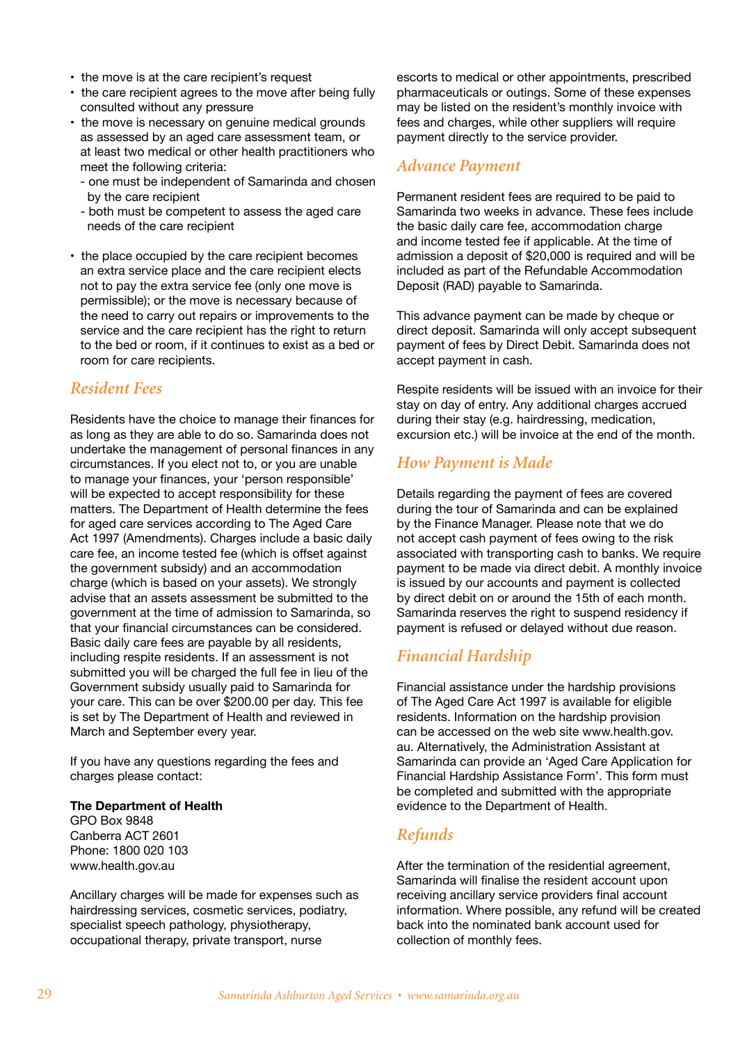- the move is at the care recipient's request
- the care recipient agrees to the move after being fully consulted without any pressure
- the move is necessary on genuine medical grounds as assessed by an aged care assessment team, or at least two medical or other health practitioners who meet the following criteria:
  - one must be independent of Samarinda and chosen by the care recipient
  - both must be competent to assess the aged care needs of the care recipient
- the place occupied by the care recipient becomes an extra service place and the care recipient elects not to pay the extra service fee (only one move is permissible); or the move is necessary because of the need to carry out repairs or improvements to the service and the care recipient has the right to return to the bed or room, if it continues to exist as a bed or room for care recipients.

## Resident Fees

Residents have the choice to manage their finances for as long as they are able to do so. Samarinda does not undertake the management of personal finances in any circumstances. If you elect not to, or you are unable to manage your finances, your 'person responsible' will be expected to accept responsibility for these matters. The Department of Health determine the fees for aged care services according to The Aged Care Act 1997 (Amendments). Charges include a basic daily care fee, an income tested fee (which is offset against the government subsidy) and an accommodation charge (which is based on your assets). We strongly advise that an assets assessment be submitted to the government at the time of admission to Samarinda, so that your financial circumstances can be considered. Basic daily care fees are payable by all residents, including respite residents. If an assessment is not submitted you will be charged the full fee in lieu of the Government subsidy usually paid to Samarinda for your care. This can be over $200.00 per day. This fee is set by The Department of Health and reviewed in March and September every year.

If you have any questions regarding the fees and charges please contact:

**The Department of Health**
GPO Box 9848
Canberra ACT 2601
Phone: 1800 020 103
www.health.gov.au

Ancillary charges will be made for expenses such as hairdressing services, cosmetic services, podiatry, specialist speech pathology, physiotherapy, occupational therapy, private transport, nurse escorts to medical or other appointments, prescribed pharmaceuticals or outings. Some of these expenses may be listed on the resident's monthly invoice with fees and charges, while other suppliers will require payment directly to the service provider.

## Advance Payment

Permanent resident fees are required to be paid to Samarinda two weeks in advance. These fees include the basic daily care fee, accommodation charge and income tested fee if applicable. At the time of admission a deposit of $20,000 is required and will be included as part of the Refundable Accommodation Deposit (RAD) payable to Samarinda.

This advance payment can be made by cheque or direct deposit. Samarinda will only accept subsequent payment of fees by Direct Debit. Samarinda does not accept payment in cash.

Respite residents will be issued with an invoice for their stay on day of entry. Any additional charges accrued during their stay (e.g. hairdressing, medication, excursion etc.) will be invoice at the end of the month.

## How Payment is Made

Details regarding the payment of fees are covered during the tour of Samarinda and can be explained by the Finance Manager. Please note that we do not accept cash payment of fees owing to the risk associated with transporting cash to banks. We require payment to be made via direct debit. A monthly invoice is issued by our accounts and payment is collected by direct debit on or around the 15th of each month. Samarinda reserves the right to suspend residency if payment is refused or delayed without due reason.

## Financial Hardship

Financial assistance under the hardship provisions of The Aged Care Act 1997 is available for eligible residents. Information on the hardship provision can be accessed on the web site www.health.gov.au. Alternatively, the Administration Assistant at Samarinda can provide an 'Aged Care Application for Financial Hardship Assistance Form'. This form must be completed and submitted with the appropriate evidence to the Department of Health.

## Refunds

After the termination of the residential agreement, Samarinda will finalise the resident account upon receiving ancillary service providers final account information. Where possible, any refund will be created back into the nominated bank account used for collection of monthly fees.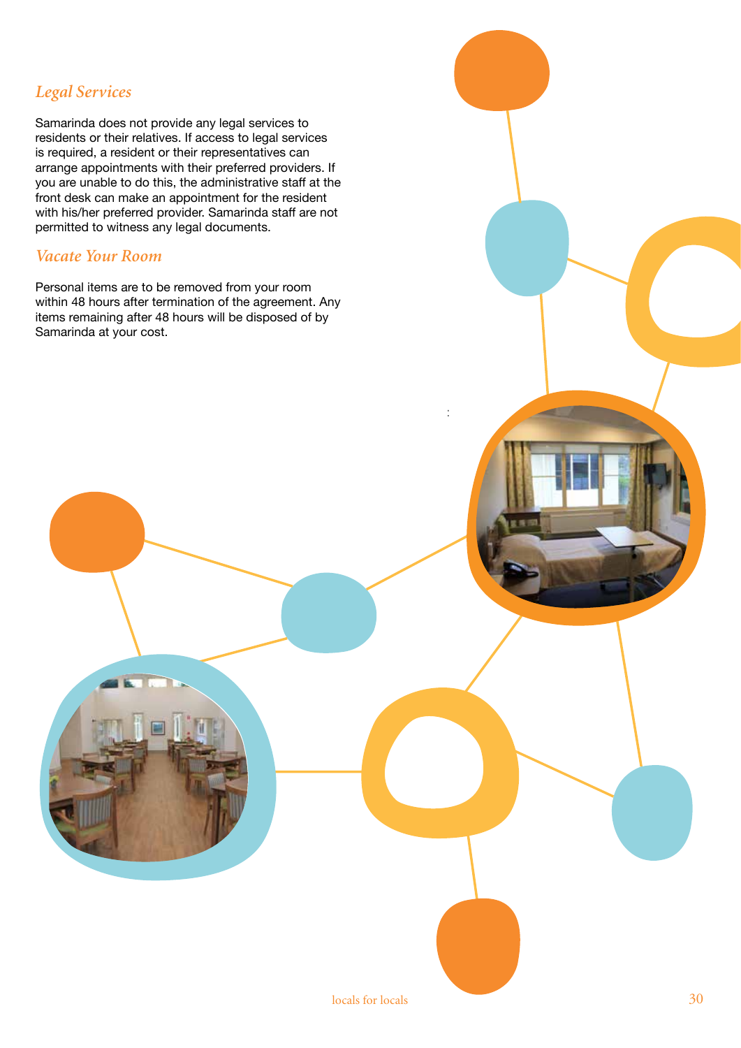## *Legal Services*

Samarinda does not provide any legal services to residents or their relatives. If access to legal services is required, a resident or their representatives can arrange appointments with their preferred providers. If you are unable to do this, the administrative staff at the front desk can make an appointment for the resident with his/her preferred provider. Samarinda staff are not permitted to witness any legal documents.

## *Vacate Your Room*

Personal items are to be removed from your room within 48 hours after termination of the agreement. Any items remaining after 48 hours will be disposed of by Samarinda at your cost.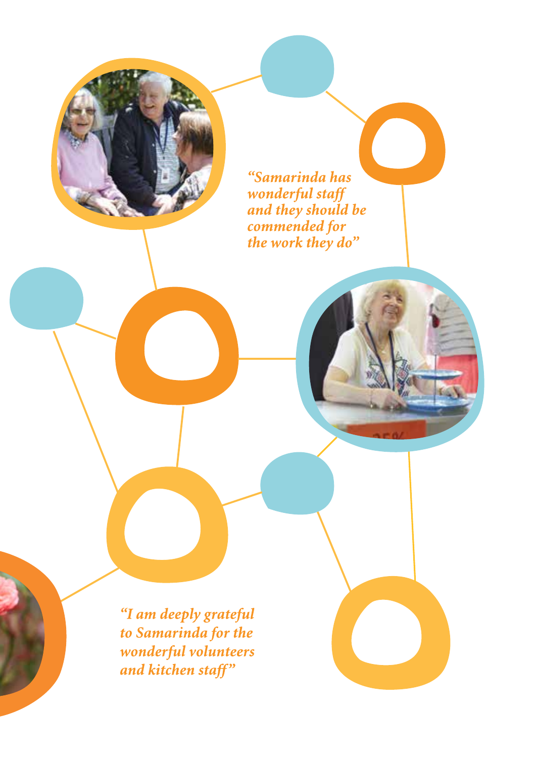*"Samarinda has wonderful staff and they should be commended for the work they do"*

*"I am deeply grateful to Samarinda for the wonderful volunteers and kitchen staff"*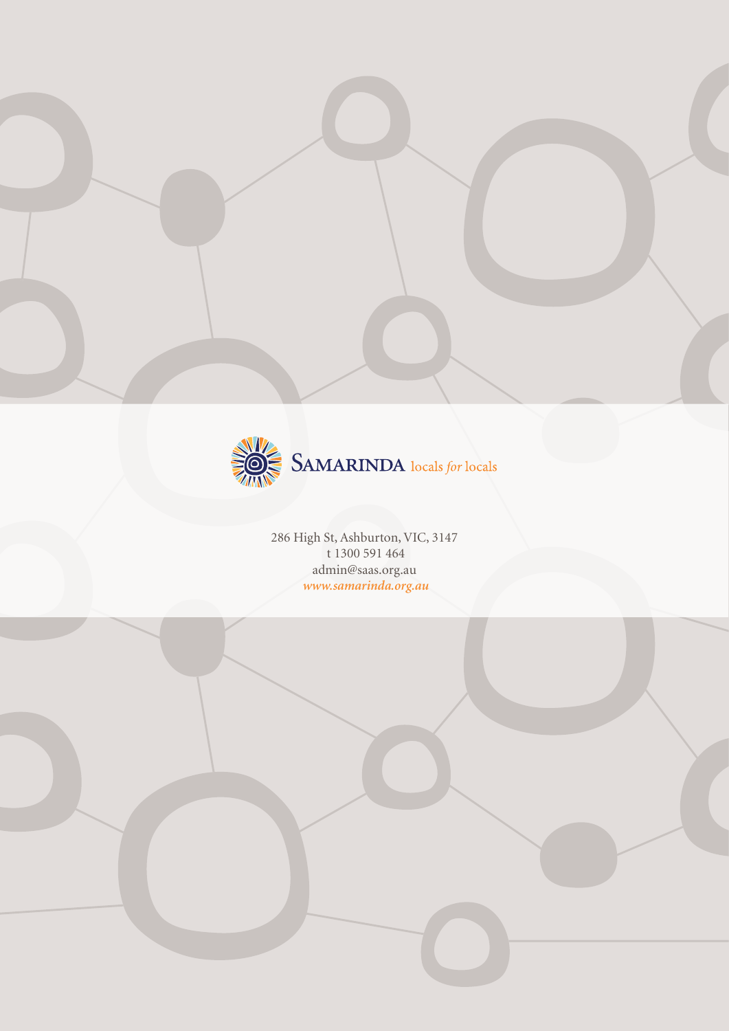SAMARINDA locals *for* locals

286 High St, Ashburton, VIC, 3147
t 1300 591 464
admin@saas.org.au
*www.samarinda.org.au*